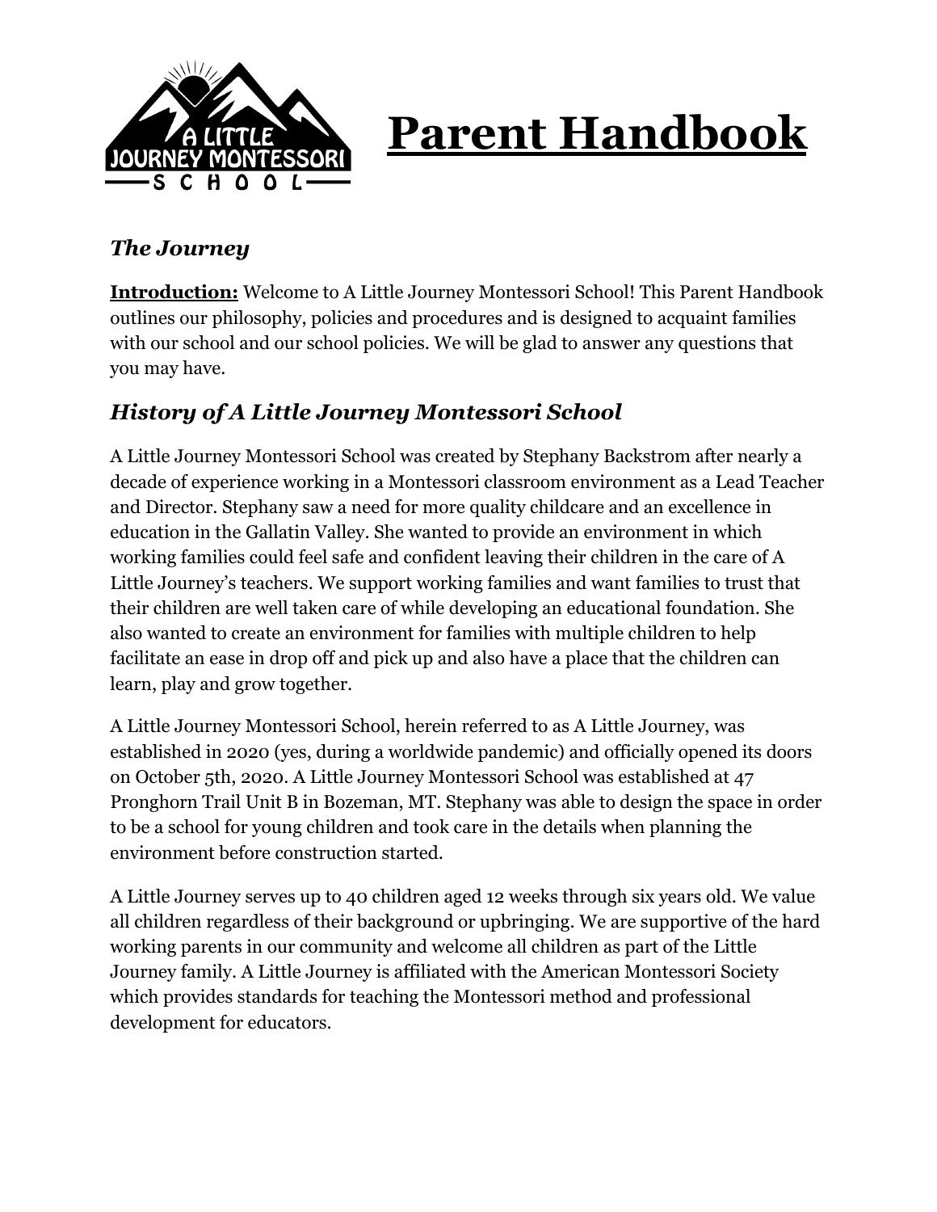# Parent Handbook

## *The Journey*

**Introduction:** Welcome to A Little Journey Montessori School! This Parent Handbook outlines our philosophy, policies and procedures and is designed to acquaint families with our school and our school policies. We will be glad to answer any questions that you may have.

## *History of A Little Journey Montessori School*

A Little Journey Montessori School was created by Stephany Backstrom after nearly a decade of experience working in a Montessori classroom environment as a Lead Teacher and Director. Stephany saw a need for more quality childcare and an excellence in education in the Gallatin Valley. She wanted to provide an environment in which working families could feel safe and confident leaving their children in the care of A Little Journey's teachers. We support working families and want families to trust that their children are well taken care of while developing an educational foundation. She also wanted to create an environment for families with multiple children to help facilitate an ease in drop off and pick up and also have a place that the children can learn, play and grow together.

A Little Journey Montessori School, herein referred to as A Little Journey, was established in 2020 (yes, during a worldwide pandemic) and officially opened its doors on October 5th, 2020. A Little Journey Montessori School was established at 47 Pronghorn Trail Unit B in Bozeman, MT. Stephany was able to design the space in order to be a school for young children and took care in the details when planning the environment before construction started.

A Little Journey serves up to 40 children aged 12 weeks through six years old. We value all children regardless of their background or upbringing. We are supportive of the hard working parents in our community and welcome all children as part of the Little Journey family. A Little Journey is affiliated with the American Montessori Society which provides standards for teaching the Montessori method and professional development for educators.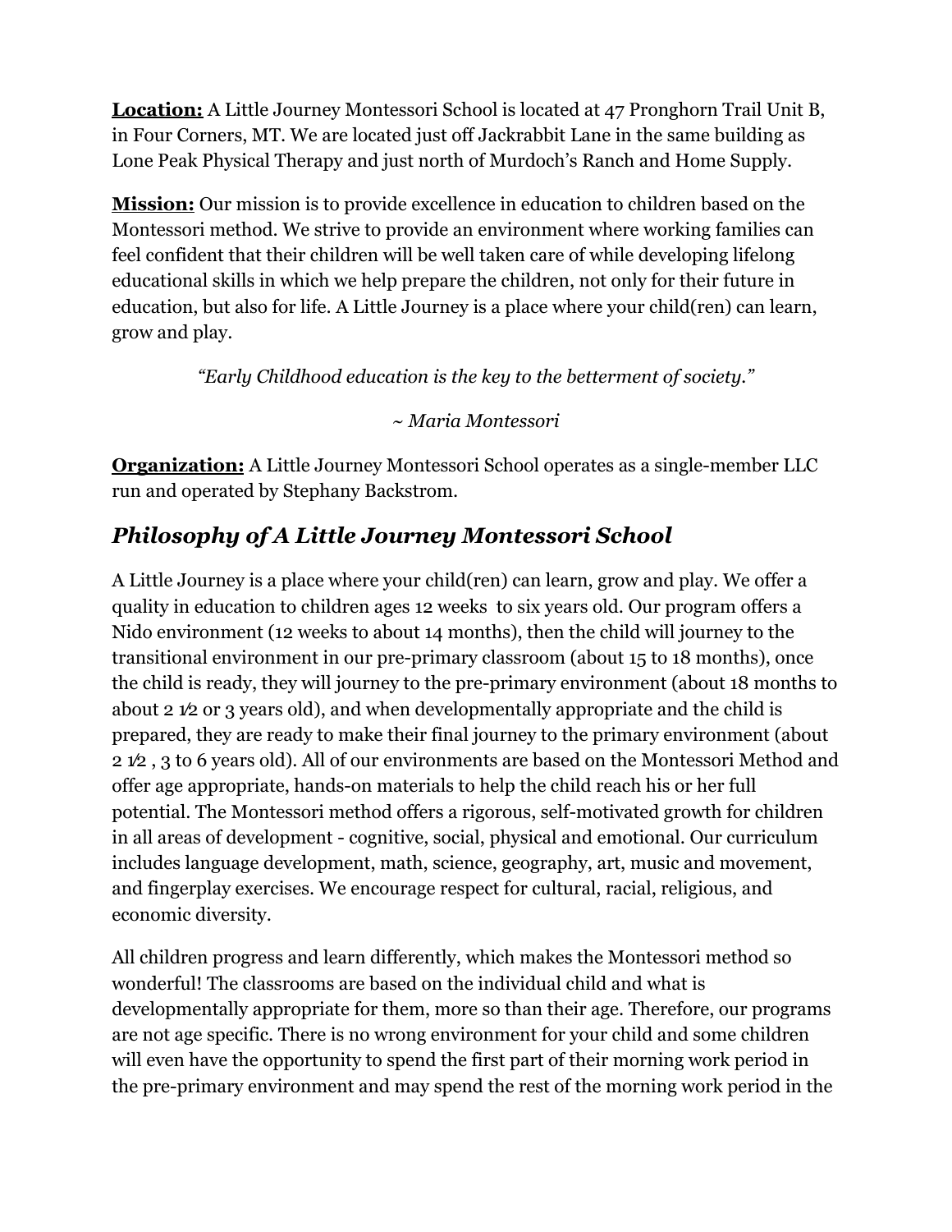**Location:** A Little Journey Montessori School is located at 47 Pronghorn Trail Unit B, in Four Corners, MT. We are located just off Jackrabbit Lane in the same building as Lone Peak Physical Therapy and just north of Murdoch's Ranch and Home Supply.

**Mission:** Our mission is to provide excellence in education to children based on the Montessori method. We strive to provide an environment where working families can feel confident that their children will be well taken care of while developing lifelong educational skills in which we help prepare the children, not only for their future in education, but also for life. A Little Journey is a place where your child(ren) can learn, grow and play.

*"Early Childhood education is the key to the betterment of society."*

*~ Maria Montessori*

**Organization:** A Little Journey Montessori School operates as a single-member LLC run and operated by Stephany Backstrom.

## *Philosophy of A Little Journey Montessori School*

A Little Journey is a place where your child(ren) can learn, grow and play. We offer a quality in education to children ages 12 weeks to six years old. Our program offers a Nido environment (12 weeks to about 14 months), then the child will journey to the transitional environment in our pre-primary classroom (about 15 to 18 months), once the child is ready, they will journey to the pre-primary environment (about 18 months to about 2 ½ or 3 years old), and when developmentally appropriate and the child is prepared, they are ready to make their final journey to the primary environment (about 2 ½ , 3 to 6 years old). All of our environments are based on the Montessori Method and offer age appropriate, hands-on materials to help the child reach his or her full potential. The Montessori method offers a rigorous, self-motivated growth for children in all areas of development - cognitive, social, physical and emotional. Our curriculum includes language development, math, science, geography, art, music and movement, and fingerplay exercises. We encourage respect for cultural, racial, religious, and economic diversity.

All children progress and learn differently, which makes the Montessori method so wonderful! The classrooms are based on the individual child and what is developmentally appropriate for them, more so than their age. Therefore, our programs are not age specific. There is no wrong environment for your child and some children will even have the opportunity to spend the first part of their morning work period in the pre-primary environment and may spend the rest of the morning work period in the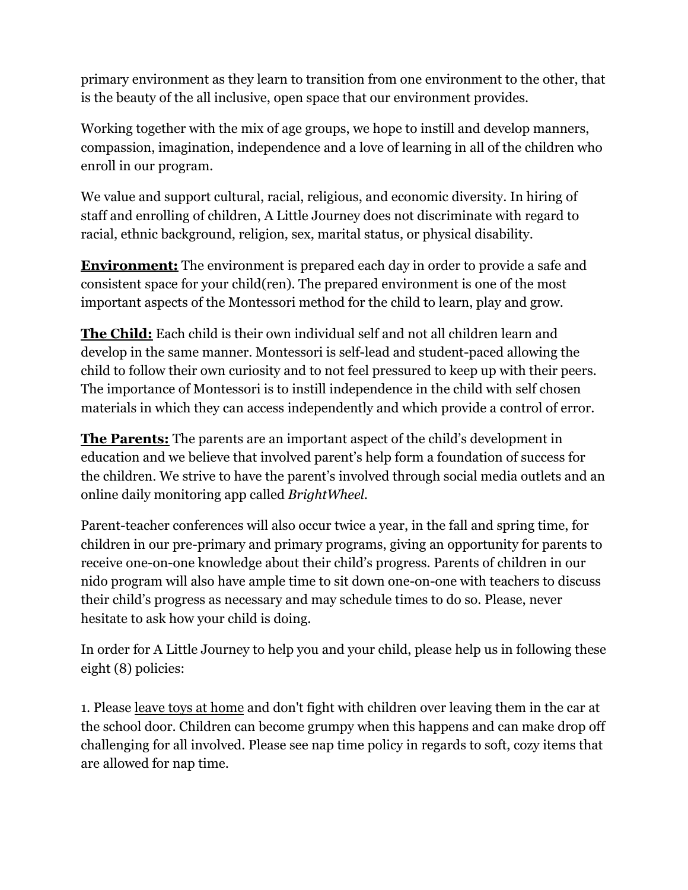primary environment as they learn to transition from one environment to the other, that is the beauty of the all inclusive, open space that our environment provides.

Working together with the mix of age groups, we hope to instill and develop manners, compassion, imagination, independence and a love of learning in all of the children who enroll in our program.

We value and support cultural, racial, religious, and economic diversity. In hiring of staff and enrolling of children, A Little Journey does not discriminate with regard to racial, ethnic background, religion, sex, marital status, or physical disability.

**Environment:** The environment is prepared each day in order to provide a safe and consistent space for your child(ren). The prepared environment is one of the most important aspects of the Montessori method for the child to learn, play and grow.

**The Child:** Each child is their own individual self and not all children learn and develop in the same manner. Montessori is self-lead and student-paced allowing the child to follow their own curiosity and to not feel pressured to keep up with their peers. The importance of Montessori is to instill independence in the child with self chosen materials in which they can access independently and which provide a control of error.

**The Parents:** The parents are an important aspect of the child's development in education and we believe that involved parent's help form a foundation of success for the children. We strive to have the parent's involved through social media outlets and an online daily monitoring app called *BrightWheel.*

Parent-teacher conferences will also occur twice a year, in the fall and spring time, for children in our pre-primary and primary programs, giving an opportunity for parents to receive one-on-one knowledge about their child's progress. Parents of children in our nido program will also have ample time to sit down one-on-one with teachers to discuss their child's progress as necessary and may schedule times to do so. Please, never hesitate to ask how your child is doing.

In order for A Little Journey to help you and your child, please help us in following these eight (8) policies:

1. Please leave toys at home and don't fight with children over leaving them in the car at the school door. Children can become grumpy when this happens and can make drop off challenging for all involved. Please see nap time policy in regards to soft, cozy items that are allowed for nap time.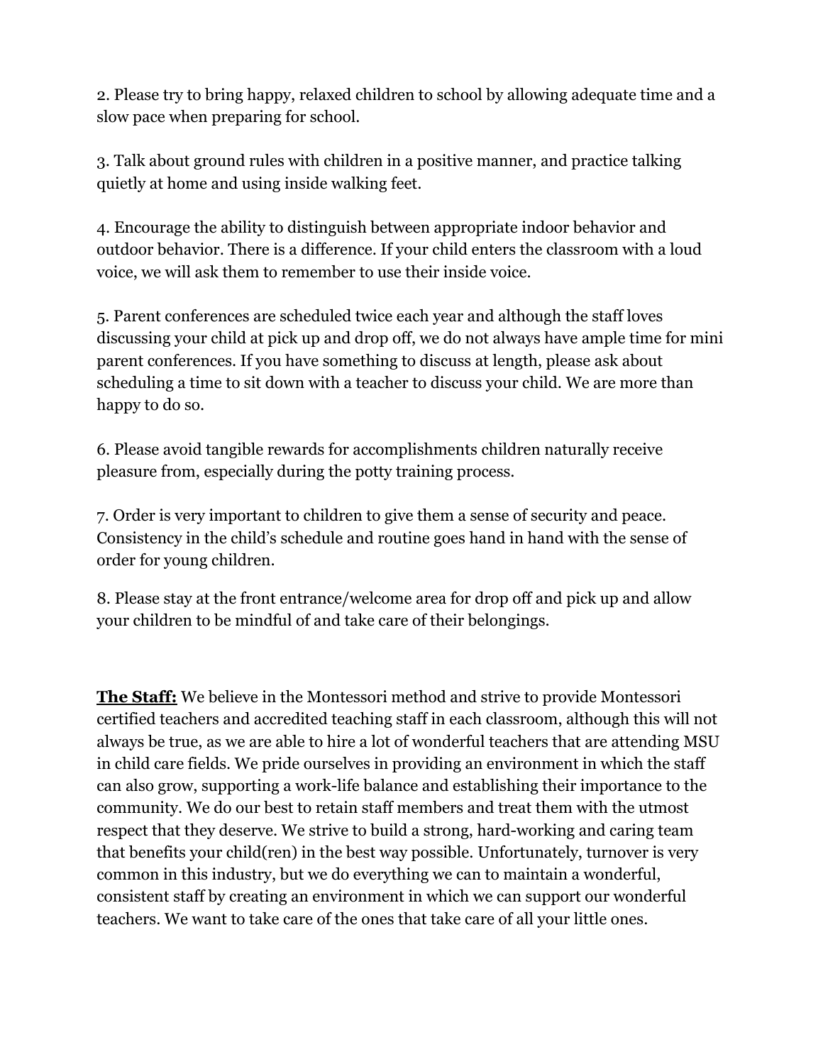2. Please try to bring happy, relaxed children to school by allowing adequate time and a slow pace when preparing for school.

3. Talk about ground rules with children in a positive manner, and practice talking quietly at home and using inside walking feet.

4. Encourage the ability to distinguish between appropriate indoor behavior and outdoor behavior. There is a difference. If your child enters the classroom with a loud voice, we will ask them to remember to use their inside voice.

5. Parent conferences are scheduled twice each year and although the staff loves discussing your child at pick up and drop off, we do not always have ample time for mini parent conferences. If you have something to discuss at length, please ask about scheduling a time to sit down with a teacher to discuss your child. We are more than happy to do so.

6. Please avoid tangible rewards for accomplishments children naturally receive pleasure from, especially during the potty training process.

7. Order is very important to children to give them a sense of security and peace. Consistency in the child's schedule and routine goes hand in hand with the sense of order for young children.

8. Please stay at the front entrance/welcome area for drop off and pick up and allow your children to be mindful of and take care of their belongings.

**The Staff:** We believe in the Montessori method and strive to provide Montessori certified teachers and accredited teaching staff in each classroom, although this will not always be true, as we are able to hire a lot of wonderful teachers that are attending MSU in child care fields. We pride ourselves in providing an environment in which the staff can also grow, supporting a work-life balance and establishing their importance to the community. We do our best to retain staff members and treat them with the utmost respect that they deserve. We strive to build a strong, hard-working and caring team that benefits your child(ren) in the best way possible. Unfortunately, turnover is very common in this industry, but we do everything we can to maintain a wonderful, consistent staff by creating an environment in which we can support our wonderful teachers. We want to take care of the ones that take care of all your little ones.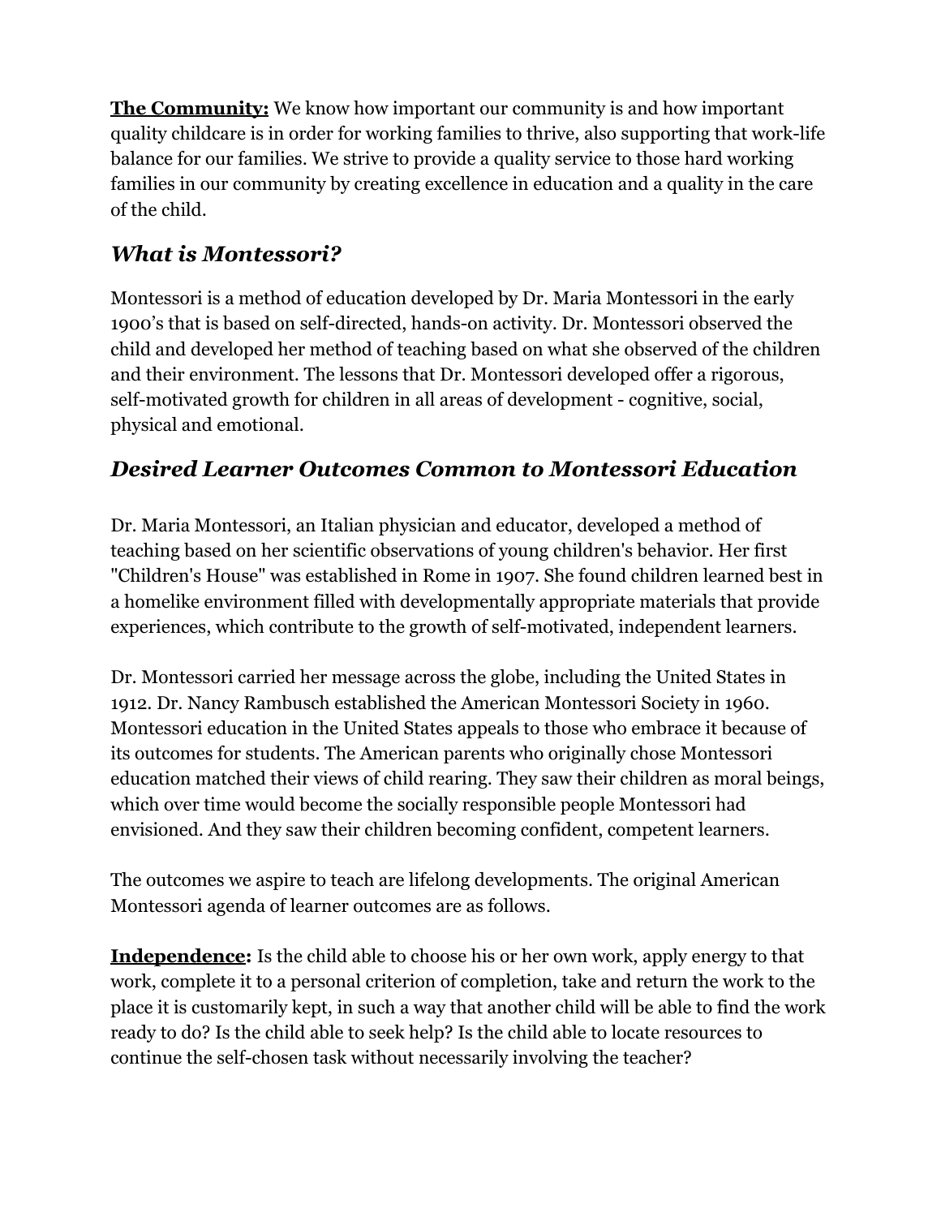**The Community:** We know how important our community is and how important quality childcare is in order for working families to thrive, also supporting that work-life balance for our families. We strive to provide a quality service to those hard working families in our community by creating excellence in education and a quality in the care of the child.

## *What is Montessori?*

Montessori is a method of education developed by Dr. Maria Montessori in the early 1900's that is based on self-directed, hands-on activity. Dr. Montessori observed the child and developed her method of teaching based on what she observed of the children and their environment. The lessons that Dr. Montessori developed offer a rigorous, self-motivated growth for children in all areas of development - cognitive, social, physical and emotional.

## *Desired Learner Outcomes Common to Montessori Education*

Dr. Maria Montessori, an Italian physician and educator, developed a method of teaching based on her scientific observations of young children's behavior. Her first "Children's House" was established in Rome in 1907. She found children learned best in a homelike environment filled with developmentally appropriate materials that provide experiences, which contribute to the growth of self-motivated, independent learners.

Dr. Montessori carried her message across the globe, including the United States in 1912. Dr. Nancy Rambusch established the American Montessori Society in 1960. Montessori education in the United States appeals to those who embrace it because of its outcomes for students. The American parents who originally chose Montessori education matched their views of child rearing. They saw their children as moral beings, which over time would become the socially responsible people Montessori had envisioned. And they saw their children becoming confident, competent learners.

The outcomes we aspire to teach are lifelong developments. The original American Montessori agenda of learner outcomes are as follows.

**Independence:** Is the child able to choose his or her own work, apply energy to that work, complete it to a personal criterion of completion, take and return the work to the place it is customarily kept, in such a way that another child will be able to find the work ready to do? Is the child able to seek help? Is the child able to locate resources to continue the self-chosen task without necessarily involving the teacher?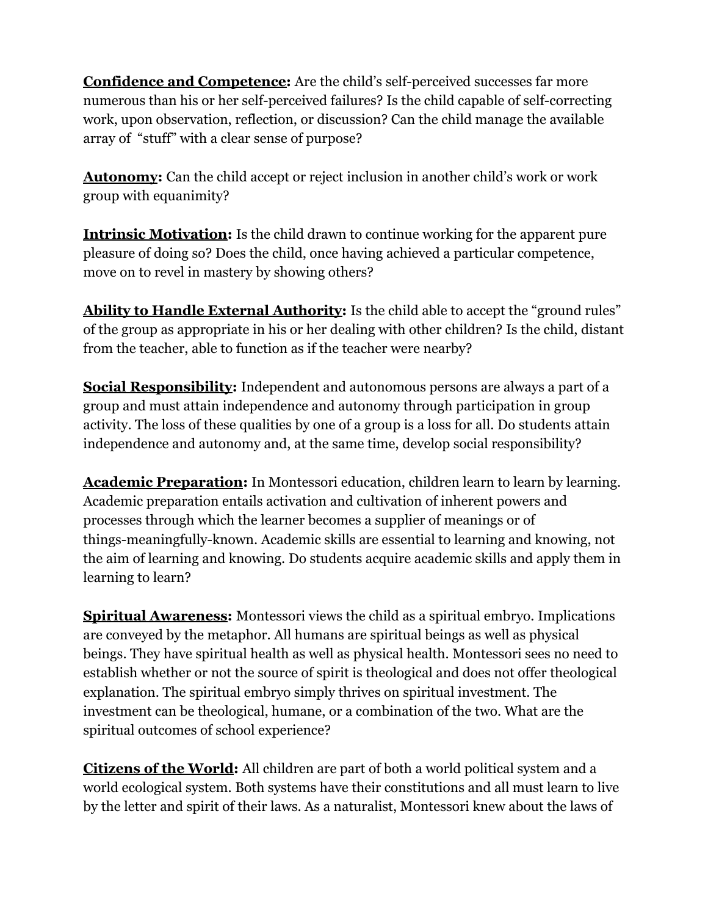**<u>Confidence and Competence</u>:** Are the child's self-perceived successes far more numerous than his or her self-perceived failures? Is the child capable of self-correcting work, upon observation, reflection, or discussion? Can the child manage the available array of "stuff" with a clear sense of purpose?

**<u>Autonomy</u>:** Can the child accept or reject inclusion in another child's work or work group with equanimity?

**<u>Intrinsic Motivation</u>:** Is the child drawn to continue working for the apparent pure pleasure of doing so? Does the child, once having achieved a particular competence, move on to revel in mastery by showing others?

**<u>Ability to Handle External Authority</u>:** Is the child able to accept the "ground rules" of the group as appropriate in his or her dealing with other children? Is the child, distant from the teacher, able to function as if the teacher were nearby?

**<u>Social Responsibility</u>:** Independent and autonomous persons are always a part of a group and must attain independence and autonomy through participation in group activity. The loss of these qualities by one of a group is a loss for all. Do students attain independence and autonomy and, at the same time, develop social responsibility?

**<u>Academic Preparation</u>:** In Montessori education, children learn to learn by learning. Academic preparation entails activation and cultivation of inherent powers and processes through which the learner becomes a supplier of meanings or of things-meaningfully-known. Academic skills are essential to learning and knowing, not the aim of learning and knowing. Do students acquire academic skills and apply them in learning to learn?

**<u>Spiritual Awareness</u>:** Montessori views the child as a spiritual embryo. Implications are conveyed by the metaphor. All humans are spiritual beings as well as physical beings. They have spiritual health as well as physical health. Montessori sees no need to establish whether or not the source of spirit is theological and does not offer theological explanation. The spiritual embryo simply thrives on spiritual investment. The investment can be theological, humane, or a combination of the two. What are the spiritual outcomes of school experience?

**<u>Citizens of the World</u>:** All children are part of both a world political system and a world ecological system. Both systems have their constitutions and all must learn to live by the letter and spirit of their laws. As a naturalist, Montessori knew about the laws of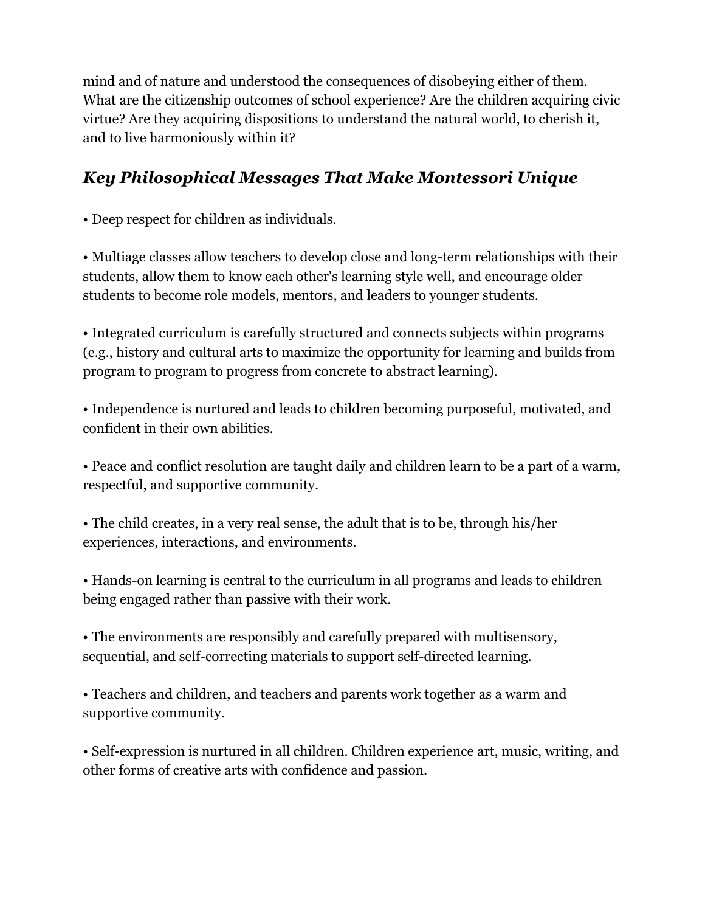mind and of nature and understood the consequences of disobeying either of them. What are the citizenship outcomes of school experience? Are the children acquiring civic virtue? Are they acquiring dispositions to understand the natural world, to cherish it, and to live harmoniously within it?

## *Key Philosophical Messages That Make Montessori Unique*

• Deep respect for children as individuals.

• Multiage classes allow teachers to develop close and long-term relationships with their students, allow them to know each other's learning style well, and encourage older students to become role models, mentors, and leaders to younger students.

• Integrated curriculum is carefully structured and connects subjects within programs (e.g., history and cultural arts to maximize the opportunity for learning and builds from program to program to progress from concrete to abstract learning).

• Independence is nurtured and leads to children becoming purposeful, motivated, and confident in their own abilities.

• Peace and conflict resolution are taught daily and children learn to be a part of a warm, respectful, and supportive community.

• The child creates, in a very real sense, the adult that is to be, through his/her experiences, interactions, and environments.

• Hands-on learning is central to the curriculum in all programs and leads to children being engaged rather than passive with their work.

• The environments are responsibly and carefully prepared with multisensory, sequential, and self-correcting materials to support self-directed learning.

• Teachers and children, and teachers and parents work together as a warm and supportive community.

• Self-expression is nurtured in all children. Children experience art, music, writing, and other forms of creative arts with confidence and passion.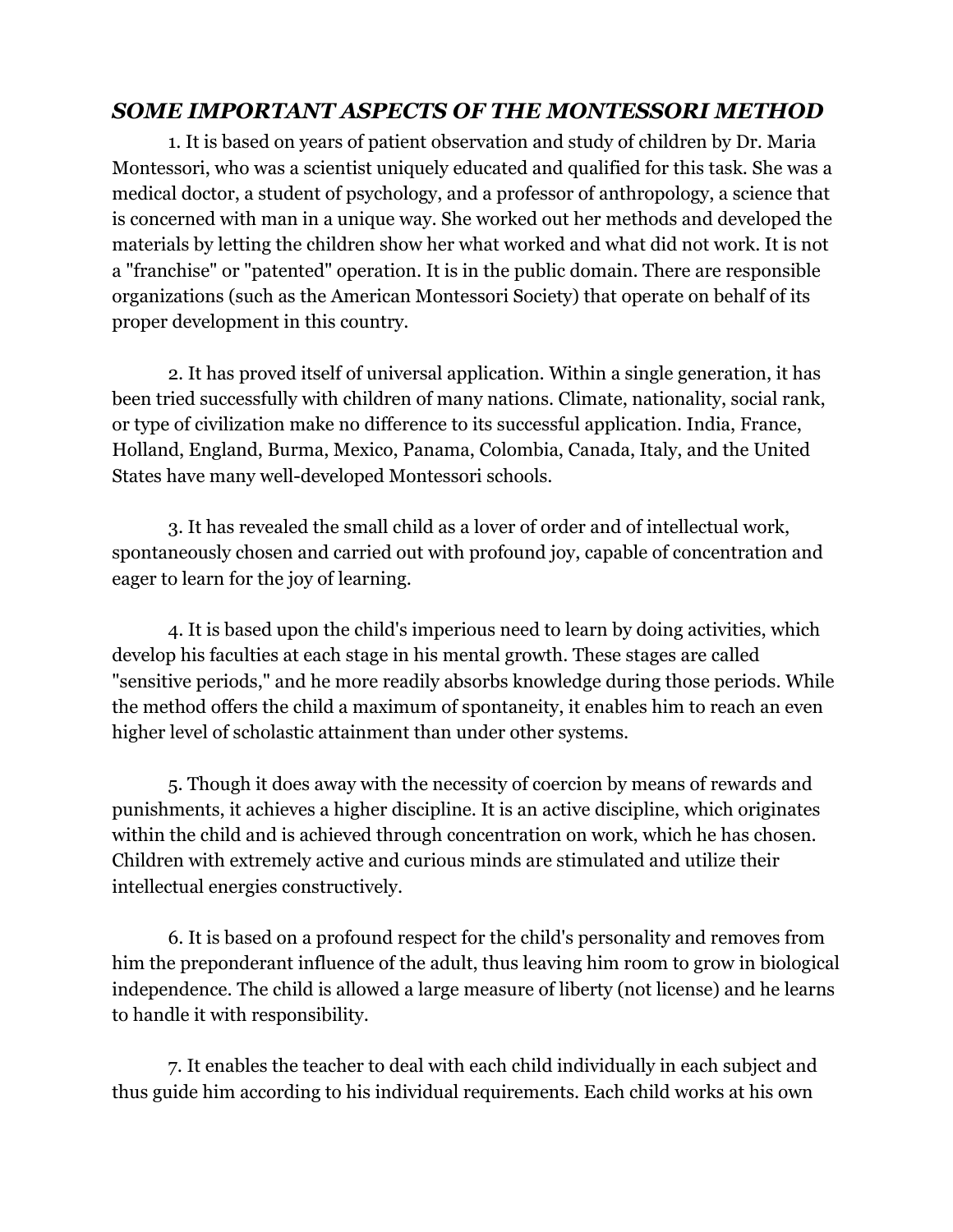## *SOME IMPORTANT ASPECTS OF THE MONTESSORI METHOD*

1. It is based on years of patient observation and study of children by Dr. Maria Montessori, who was a scientist uniquely educated and qualified for this task. She was a medical doctor, a student of psychology, and a professor of anthropology, a science that is concerned with man in a unique way. She worked out her methods and developed the materials by letting the children show her what worked and what did not work. It is not a "franchise" or "patented" operation. It is in the public domain. There are responsible organizations (such as the American Montessori Society) that operate on behalf of its proper development in this country.

2. It has proved itself of universal application. Within a single generation, it has been tried successfully with children of many nations. Climate, nationality, social rank, or type of civilization make no difference to its successful application. India, France, Holland, England, Burma, Mexico, Panama, Colombia, Canada, Italy, and the United States have many well-developed Montessori schools.

3. It has revealed the small child as a lover of order and of intellectual work, spontaneously chosen and carried out with profound joy, capable of concentration and eager to learn for the joy of learning.

4. It is based upon the child's imperious need to learn by doing activities, which develop his faculties at each stage in his mental growth. These stages are called "sensitive periods," and he more readily absorbs knowledge during those periods. While the method offers the child a maximum of spontaneity, it enables him to reach an even higher level of scholastic attainment than under other systems.

5. Though it does away with the necessity of coercion by means of rewards and punishments, it achieves a higher discipline. It is an active discipline, which originates within the child and is achieved through concentration on work, which he has chosen. Children with extremely active and curious minds are stimulated and utilize their intellectual energies constructively.

6. It is based on a profound respect for the child's personality and removes from him the preponderant influence of the adult, thus leaving him room to grow in biological independence. The child is allowed a large measure of liberty (not license) and he learns to handle it with responsibility.

7. It enables the teacher to deal with each child individually in each subject and thus guide him according to his individual requirements. Each child works at his own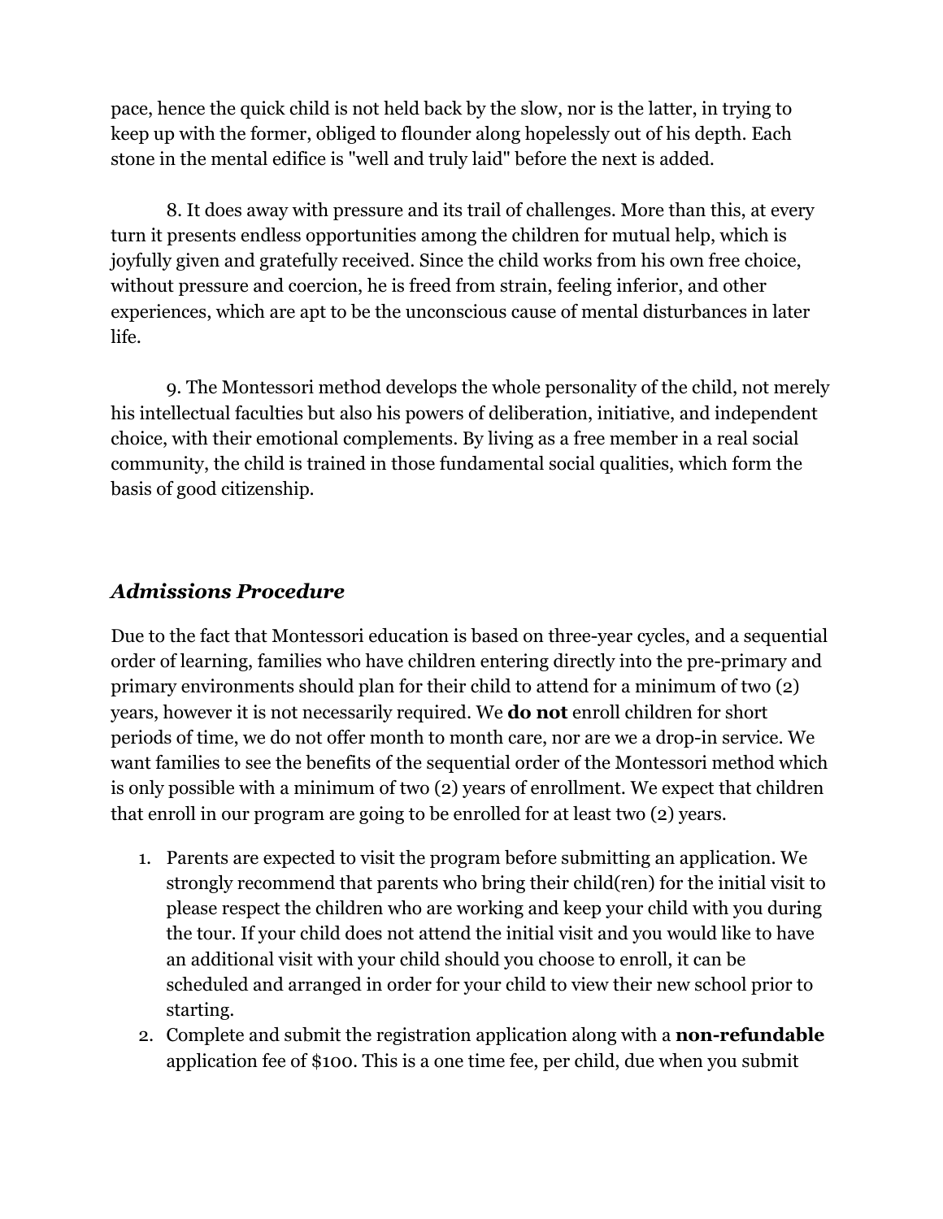pace, hence the quick child is not held back by the slow, nor is the latter, in trying to keep up with the former, obliged to flounder along hopelessly out of his depth. Each stone in the mental edifice is "well and truly laid" before the next is added.

8. It does away with pressure and its trail of challenges. More than this, at every turn it presents endless opportunities among the children for mutual help, which is joyfully given and gratefully received. Since the child works from his own free choice, without pressure and coercion, he is freed from strain, feeling inferior, and other experiences, which are apt to be the unconscious cause of mental disturbances in later life.

9. The Montessori method develops the whole personality of the child, not merely his intellectual faculties but also his powers of deliberation, initiative, and independent choice, with their emotional complements. By living as a free member in a real social community, the child is trained in those fundamental social qualities, which form the basis of good citizenship.

### *Admissions Procedure*

Due to the fact that Montessori education is based on three-year cycles, and a sequential order of learning, families who have children entering directly into the pre-primary and primary environments should plan for their child to attend for a minimum of two (2) years, however it is not necessarily required. We **do not** enroll children for short periods of time, we do not offer month to month care, nor are we a drop-in service. We want families to see the benefits of the sequential order of the Montessori method which is only possible with a minimum of two (2) years of enrollment. We expect that children that enroll in our program are going to be enrolled for at least two (2) years.

1. Parents are expected to visit the program before submitting an application. We strongly recommend that parents who bring their child(ren) for the initial visit to please respect the children who are working and keep your child with you during the tour. If your child does not attend the initial visit and you would like to have an additional visit with your child should you choose to enroll, it can be scheduled and arranged in order for your child to view their new school prior to starting.
2. Complete and submit the registration application along with a **non-refundable** application fee of $100. This is a one time fee, per child, due when you submit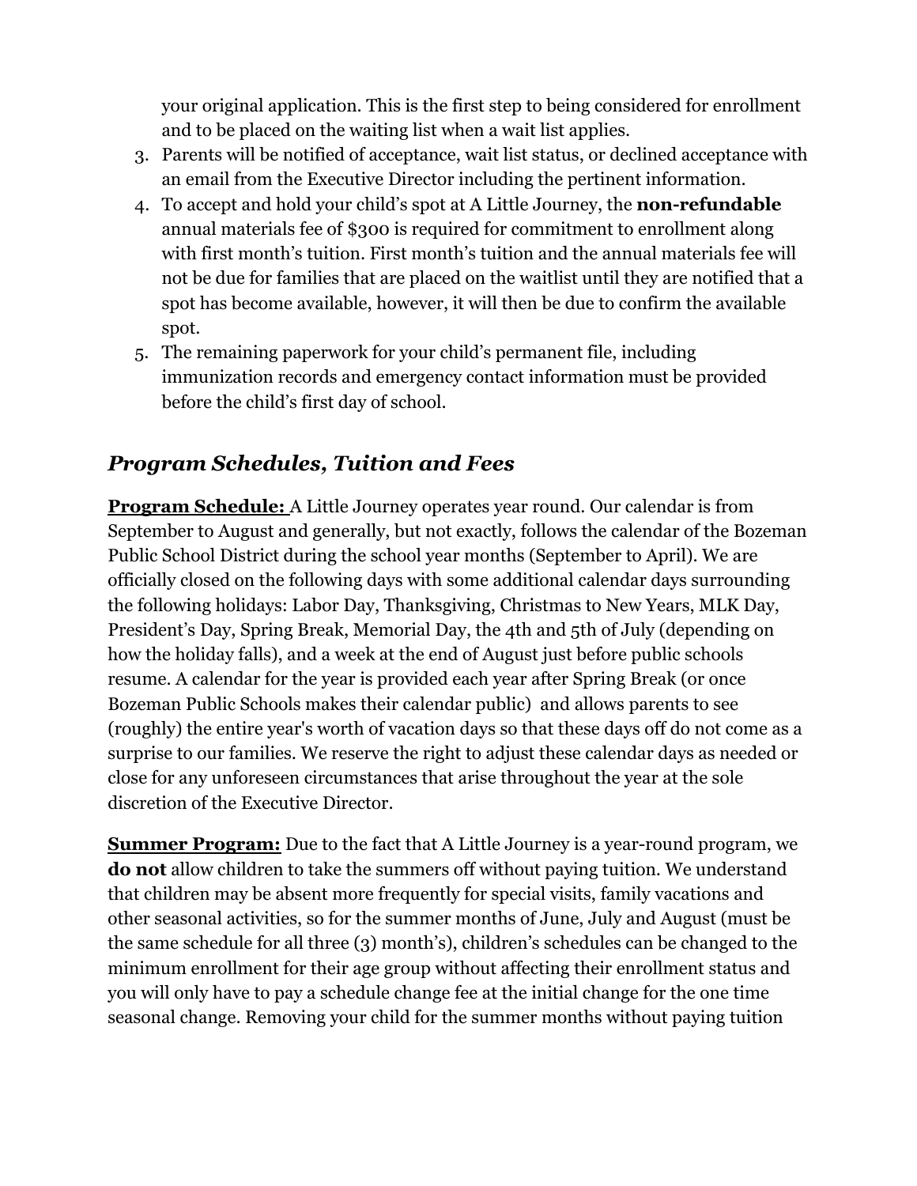your original application. This is the first step to being considered for enrollment and to be placed on the waiting list when a wait list applies.

3. Parents will be notified of acceptance, wait list status, or declined acceptance with an email from the Executive Director including the pertinent information.
4. To accept and hold your child's spot at A Little Journey, the **non-refundable** annual materials fee of $300 is required for commitment to enrollment along with first month's tuition. First month's tuition and the annual materials fee will not be due for families that are placed on the waitlist until they are notified that a spot has become available, however, it will then be due to confirm the available spot.
5. The remaining paperwork for your child's permanent file, including immunization records and emergency contact information must be provided before the child's first day of school.

## *Program Schedules, Tuition and Fees*

**Program Schedule:** A Little Journey operates year round. Our calendar is from September to August and generally, but not exactly, follows the calendar of the Bozeman Public School District during the school year months (September to April). We are officially closed on the following days with some additional calendar days surrounding the following holidays: Labor Day, Thanksgiving, Christmas to New Years, MLK Day, President's Day, Spring Break, Memorial Day, the 4th and 5th of July (depending on how the holiday falls), and a week at the end of August just before public schools resume. A calendar for the year is provided each year after Spring Break (or once Bozeman Public Schools makes their calendar public) and allows parents to see (roughly) the entire year's worth of vacation days so that these days off do not come as a surprise to our families. We reserve the right to adjust these calendar days as needed or close for any unforeseen circumstances that arise throughout the year at the sole discretion of the Executive Director.

**Summer Program:** Due to the fact that A Little Journey is a year-round program, we **do not** allow children to take the summers off without paying tuition. We understand that children may be absent more frequently for special visits, family vacations and other seasonal activities, so for the summer months of June, July and August (must be the same schedule for all three (3) month's), children's schedules can be changed to the minimum enrollment for their age group without affecting their enrollment status and you will only have to pay a schedule change fee at the initial change for the one time seasonal change. Removing your child for the summer months without paying tuition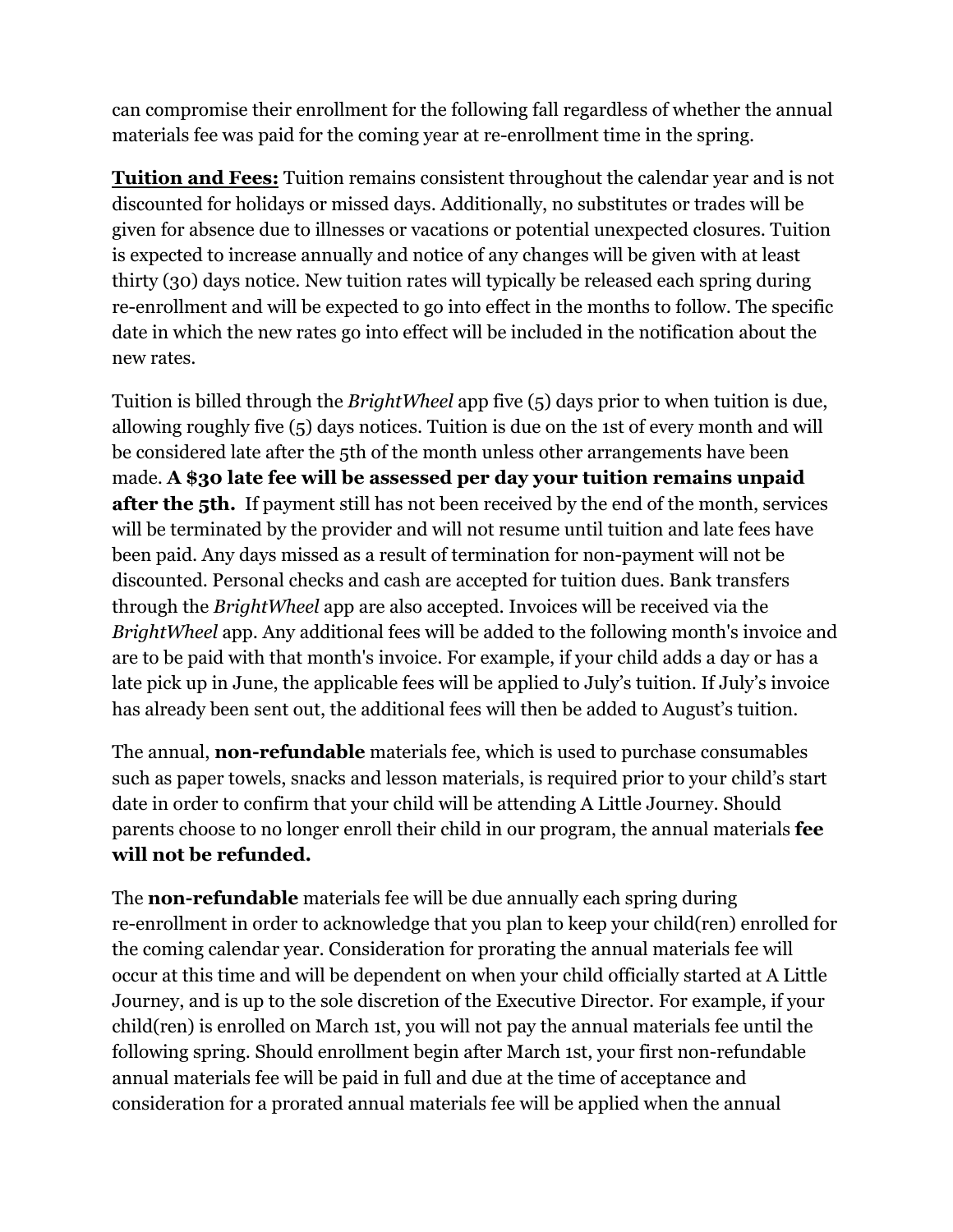can compromise their enrollment for the following fall regardless of whether the annual materials fee was paid for the coming year at re-enrollment time in the spring.

**Tuition and Fees:** Tuition remains consistent throughout the calendar year and is not discounted for holidays or missed days. Additionally, no substitutes or trades will be given for absence due to illnesses or vacations or potential unexpected closures. Tuition is expected to increase annually and notice of any changes will be given with at least thirty (30) days notice. New tuition rates will typically be released each spring during re-enrollment and will be expected to go into effect in the months to follow. The specific date in which the new rates go into effect will be included in the notification about the new rates.

Tuition is billed through the *BrightWheel* app five (5) days prior to when tuition is due, allowing roughly five (5) days notices. Tuition is due on the 1st of every month and will be considered late after the 5th of the month unless other arrangements have been made. **A $30 late fee will be assessed per day your tuition remains unpaid after the 5th.** If payment still has not been received by the end of the month, services will be terminated by the provider and will not resume until tuition and late fees have been paid. Any days missed as a result of termination for non-payment will not be discounted. Personal checks and cash are accepted for tuition dues. Bank transfers through the *BrightWheel* app are also accepted. Invoices will be received via the *BrightWheel* app. Any additional fees will be added to the following month's invoice and are to be paid with that month's invoice. For example, if your child adds a day or has a late pick up in June, the applicable fees will be applied to July's tuition. If July's invoice has already been sent out, the additional fees will then be added to August's tuition.

The annual, **non-refundable** materials fee, which is used to purchase consumables such as paper towels, snacks and lesson materials, is required prior to your child's start date in order to confirm that your child will be attending A Little Journey. Should parents choose to no longer enroll their child in our program, the annual materials **fee will not be refunded.**

The **non-refundable** materials fee will be due annually each spring during re-enrollment in order to acknowledge that you plan to keep your child(ren) enrolled for the coming calendar year. Consideration for prorating the annual materials fee will occur at this time and will be dependent on when your child officially started at A Little Journey, and is up to the sole discretion of the Executive Director. For example, if your child(ren) is enrolled on March 1st, you will not pay the annual materials fee until the following spring. Should enrollment begin after March 1st, your first non-refundable annual materials fee will be paid in full and due at the time of acceptance and consideration for a prorated annual materials fee will be applied when the annual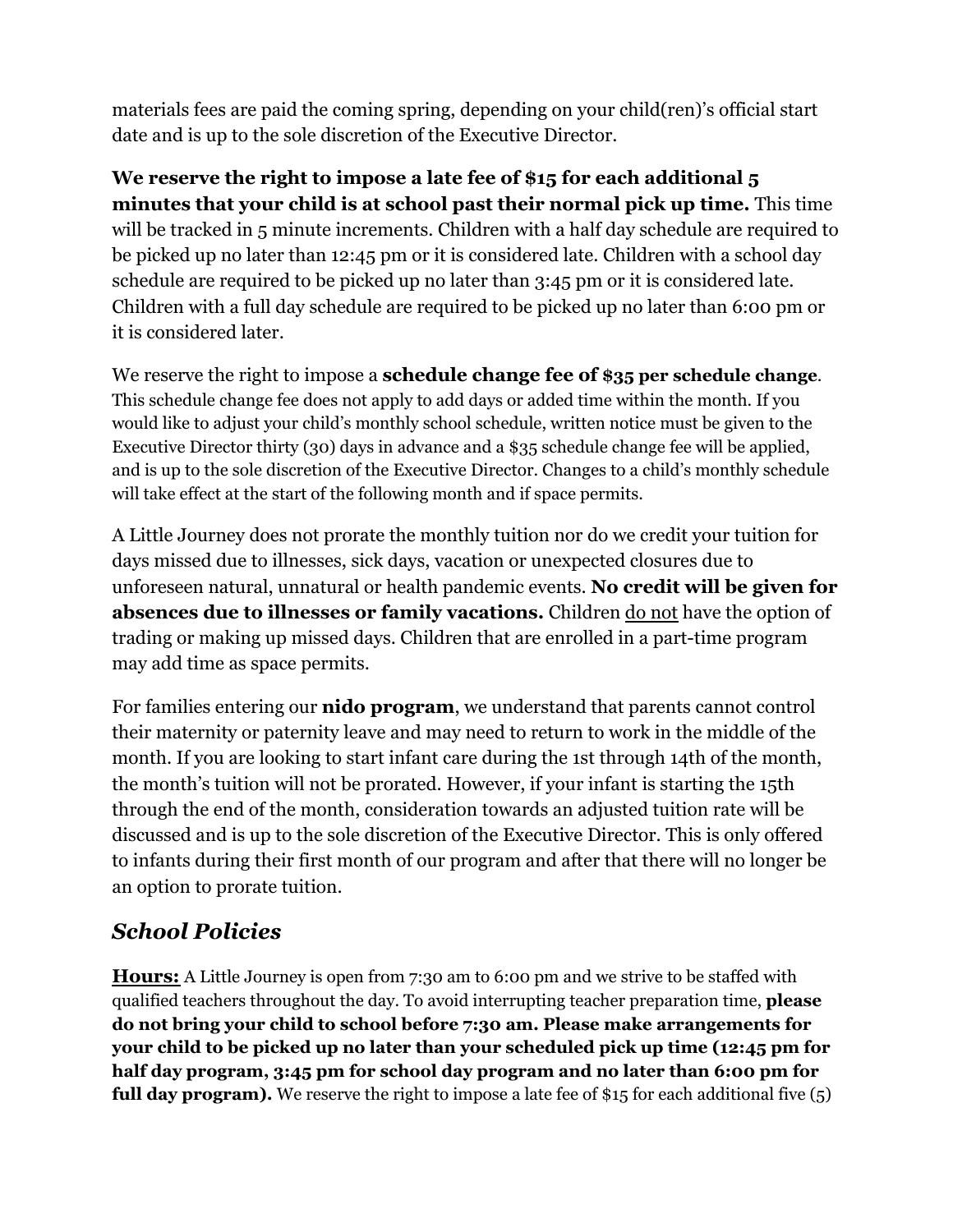materials fees are paid the coming spring, depending on your child(ren)'s official start date and is up to the sole discretion of the Executive Director.

**We reserve the right to impose a late fee of $15 for each additional 5 minutes that your child is at school past their normal pick up time.** This time will be tracked in 5 minute increments. Children with a half day schedule are required to be picked up no later than 12:45 pm or it is considered late. Children with a school day schedule are required to be picked up no later than 3:45 pm or it is considered late. Children with a full day schedule are required to be picked up no later than 6:00 pm or it is considered later.

We reserve the right to impose a **schedule change fee of $35 per schedule change**. This schedule change fee does not apply to add days or added time within the month. If you would like to adjust your child's monthly school schedule, written notice must be given to the Executive Director thirty (30) days in advance and a $35 schedule change fee will be applied, and is up to the sole discretion of the Executive Director. Changes to a child's monthly schedule will take effect at the start of the following month and if space permits.

A Little Journey does not prorate the monthly tuition nor do we credit your tuition for days missed due to illnesses, sick days, vacation or unexpected closures due to unforeseen natural, unnatural or health pandemic events. **No credit will be given for absences due to illnesses or family vacations.** Children do not have the option of trading or making up missed days. Children that are enrolled in a part-time program may add time as space permits.

For families entering our **nido program**, we understand that parents cannot control their maternity or paternity leave and may need to return to work in the middle of the month. If you are looking to start infant care during the 1st through 14th of the month, the month's tuition will not be prorated. However, if your infant is starting the 15th through the end of the month, consideration towards an adjusted tuition rate will be discussed and is up to the sole discretion of the Executive Director. This is only offered to infants during their first month of our program and after that there will no longer be an option to prorate tuition.

## *School Policies*

**Hours:** A Little Journey is open from 7:30 am to 6:00 pm and we strive to be staffed with qualified teachers throughout the day. To avoid interrupting teacher preparation time, **please do not bring your child to school before 7:30 am. Please make arrangements for your child to be picked up no later than your scheduled pick up time (12:45 pm for half day program, 3:45 pm for school day program and no later than 6:00 pm for full day program).** We reserve the right to impose a late fee of $15 for each additional five (5)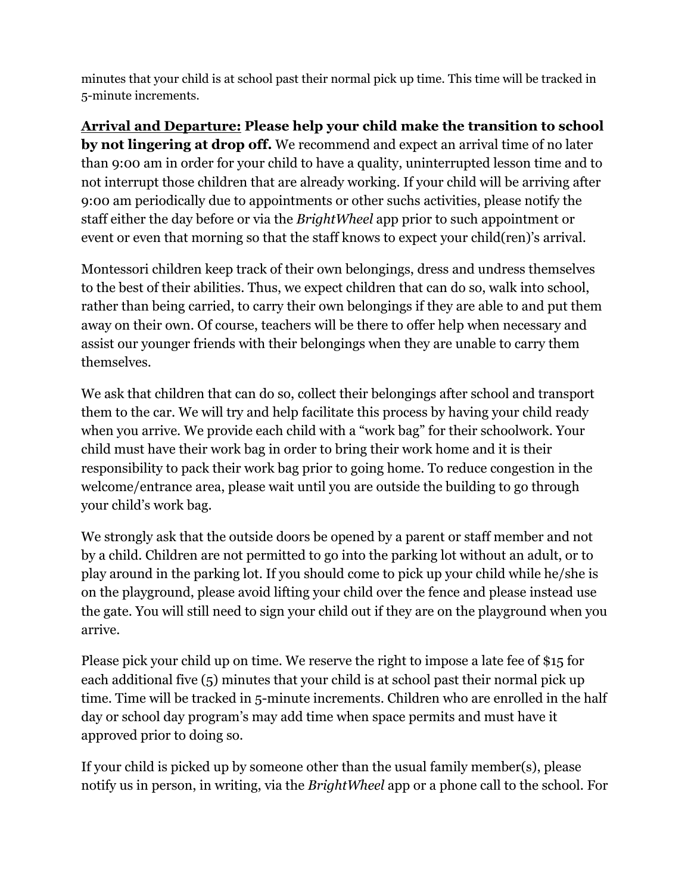minutes that your child is at school past their normal pick up time. This time will be tracked in 5-minute increments.

**Arrival and Departure:** **Please help your child make the transition to school by not lingering at drop off.** We recommend and expect an arrival time of no later than 9:00 am in order for your child to have a quality, uninterrupted lesson time and to not interrupt those children that are already working. If your child will be arriving after 9:00 am periodically due to appointments or other suchs activities, please notify the staff either the day before or via the *BrightWheel* app prior to such appointment or event or even that morning so that the staff knows to expect your child(ren)'s arrival.

Montessori children keep track of their own belongings, dress and undress themselves to the best of their abilities. Thus, we expect children that can do so, walk into school, rather than being carried, to carry their own belongings if they are able to and put them away on their own. Of course, teachers will be there to offer help when necessary and assist our younger friends with their belongings when they are unable to carry them themselves.

We ask that children that can do so, collect their belongings after school and transport them to the car. We will try and help facilitate this process by having your child ready when you arrive. We provide each child with a "work bag" for their schoolwork. Your child must have their work bag in order to bring their work home and it is their responsibility to pack their work bag prior to going home. To reduce congestion in the welcome/entrance area, please wait until you are outside the building to go through your child's work bag.

We strongly ask that the outside doors be opened by a parent or staff member and not by a child. Children are not permitted to go into the parking lot without an adult, or to play around in the parking lot. If you should come to pick up your child while he/she is on the playground, please avoid lifting your child over the fence and please instead use the gate. You will still need to sign your child out if they are on the playground when you arrive.

Please pick your child up on time. We reserve the right to impose a late fee of $15 for each additional five (5) minutes that your child is at school past their normal pick up time. Time will be tracked in 5-minute increments. Children who are enrolled in the half day or school day program's may add time when space permits and must have it approved prior to doing so.

If your child is picked up by someone other than the usual family member(s), please notify us in person, in writing, via the *BrightWheel* app or a phone call to the school. For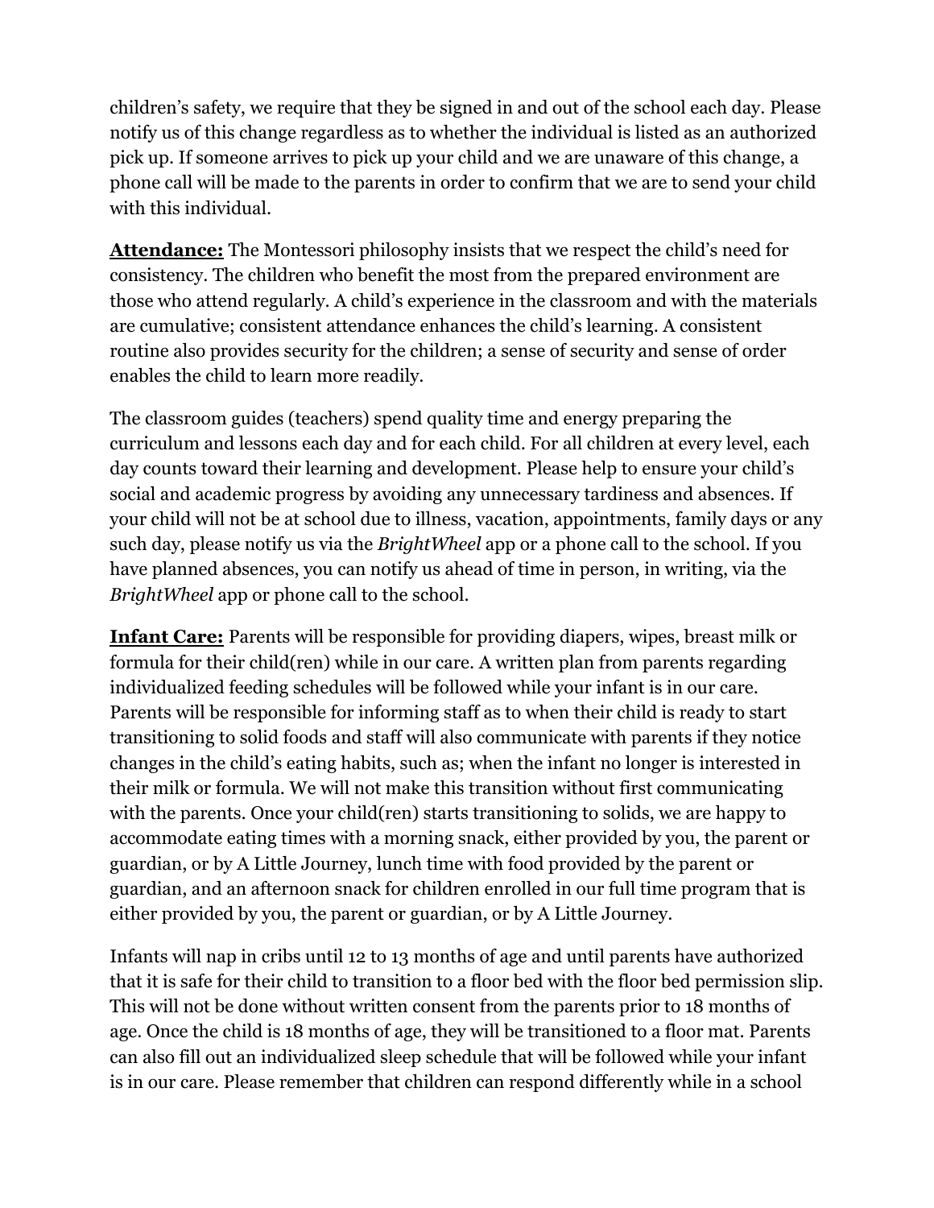children's safety, we require that they be signed in and out of the school each day. Please notify us of this change regardless as to whether the individual is listed as an authorized pick up. If someone arrives to pick up your child and we are unaware of this change, a phone call will be made to the parents in order to confirm that we are to send your child with this individual.

**Attendance:** The Montessori philosophy insists that we respect the child's need for consistency. The children who benefit the most from the prepared environment are those who attend regularly. A child's experience in the classroom and with the materials are cumulative; consistent attendance enhances the child's learning. A consistent routine also provides security for the children; a sense of security and sense of order enables the child to learn more readily.

The classroom guides (teachers) spend quality time and energy preparing the curriculum and lessons each day and for each child. For all children at every level, each day counts toward their learning and development. Please help to ensure your child's social and academic progress by avoiding any unnecessary tardiness and absences. If your child will not be at school due to illness, vacation, appointments, family days or any such day, please notify us via the *BrightWheel* app or a phone call to the school. If you have planned absences, you can notify us ahead of time in person, in writing, via the *BrightWheel* app or phone call to the school.

**Infant Care:** Parents will be responsible for providing diapers, wipes, breast milk or formula for their child(ren) while in our care. A written plan from parents regarding individualized feeding schedules will be followed while your infant is in our care. Parents will be responsible for informing staff as to when their child is ready to start transitioning to solid foods and staff will also communicate with parents if they notice changes in the child's eating habits, such as; when the infant no longer is interested in their milk or formula. We will not make this transition without first communicating with the parents. Once your child(ren) starts transitioning to solids, we are happy to accommodate eating times with a morning snack, either provided by you, the parent or guardian, or by A Little Journey, lunch time with food provided by the parent or guardian, and an afternoon snack for children enrolled in our full time program that is either provided by you, the parent or guardian, or by A Little Journey.

Infants will nap in cribs until 12 to 13 months of age and until parents have authorized that it is safe for their child to transition to a floor bed with the floor bed permission slip. This will not be done without written consent from the parents prior to 18 months of age. Once the child is 18 months of age, they will be transitioned to a floor mat. Parents can also fill out an individualized sleep schedule that will be followed while your infant is in our care. Please remember that children can respond differently while in a school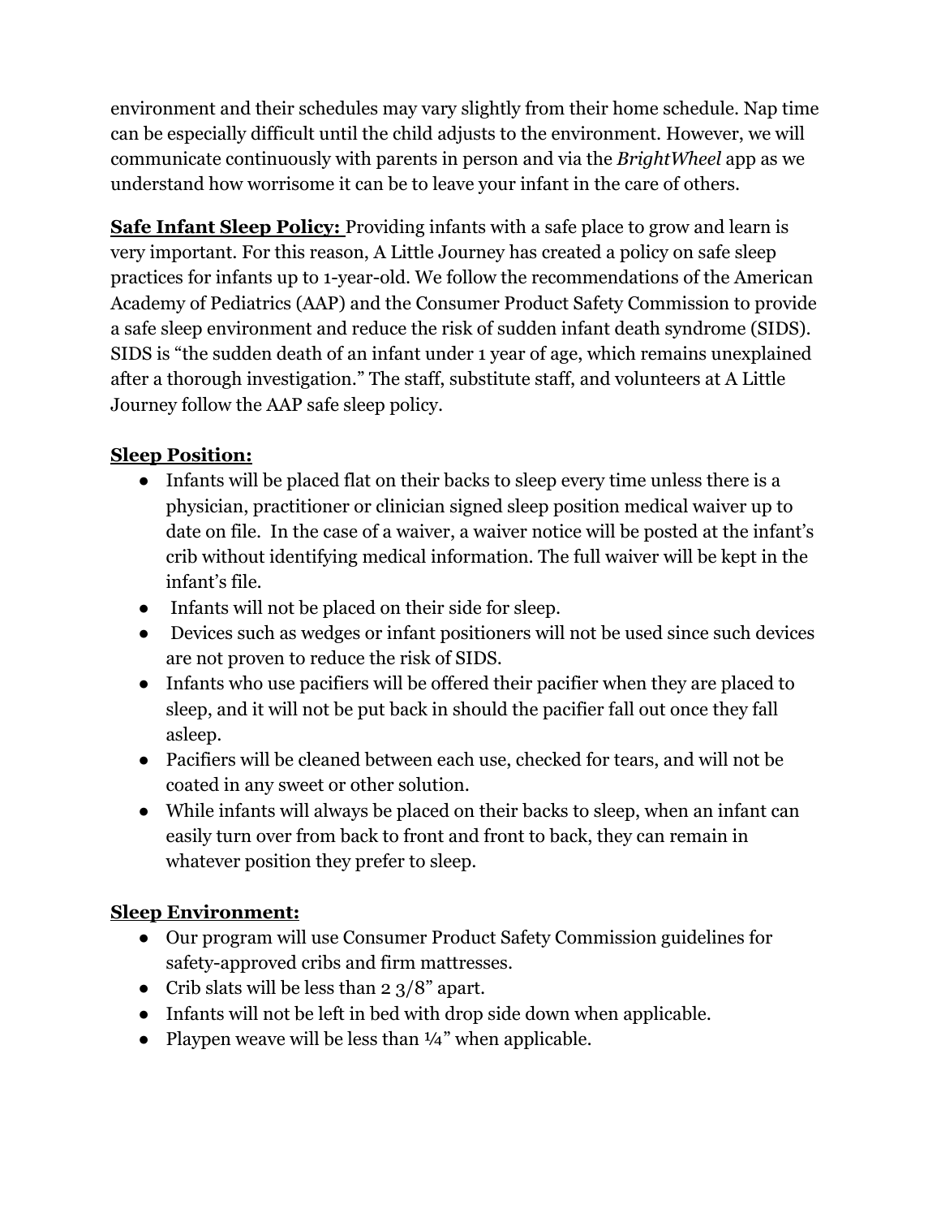environment and their schedules may vary slightly from their home schedule. Nap time can be especially difficult until the child adjusts to the environment. However, we will communicate continuously with parents in person and via the *BrightWheel* app as we understand how worrisome it can be to leave your infant in the care of others.

**Safe Infant Sleep Policy:** Providing infants with a safe place to grow and learn is very important. For this reason, A Little Journey has created a policy on safe sleep practices for infants up to 1-year-old. We follow the recommendations of the American Academy of Pediatrics (AAP) and the Consumer Product Safety Commission to provide a safe sleep environment and reduce the risk of sudden infant death syndrome (SIDS). SIDS is "the sudden death of an infant under 1 year of age, which remains unexplained after a thorough investigation." The staff, substitute staff, and volunteers at A Little Journey follow the AAP safe sleep policy.

**Sleep Position:**

- Infants will be placed flat on their backs to sleep every time unless there is a physician, practitioner or clinician signed sleep position medical waiver up to date on file. In the case of a waiver, a waiver notice will be posted at the infant's crib without identifying medical information. The full waiver will be kept in the infant's file.
- Infants will not be placed on their side for sleep.
- Devices such as wedges or infant positioners will not be used since such devices are not proven to reduce the risk of SIDS.
- Infants who use pacifiers will be offered their pacifier when they are placed to sleep, and it will not be put back in should the pacifier fall out once they fall asleep.
- Pacifiers will be cleaned between each use, checked for tears, and will not be coated in any sweet or other solution.
- While infants will always be placed on their backs to sleep, when an infant can easily turn over from back to front and front to back, they can remain in whatever position they prefer to sleep.

**Sleep Environment:**

- Our program will use Consumer Product Safety Commission guidelines for safety-approved cribs and firm mattresses.
- Crib slats will be less than 2 3/8" apart.
- Infants will not be left in bed with drop side down when applicable.
- Playpen weave will be less than ¼" when applicable.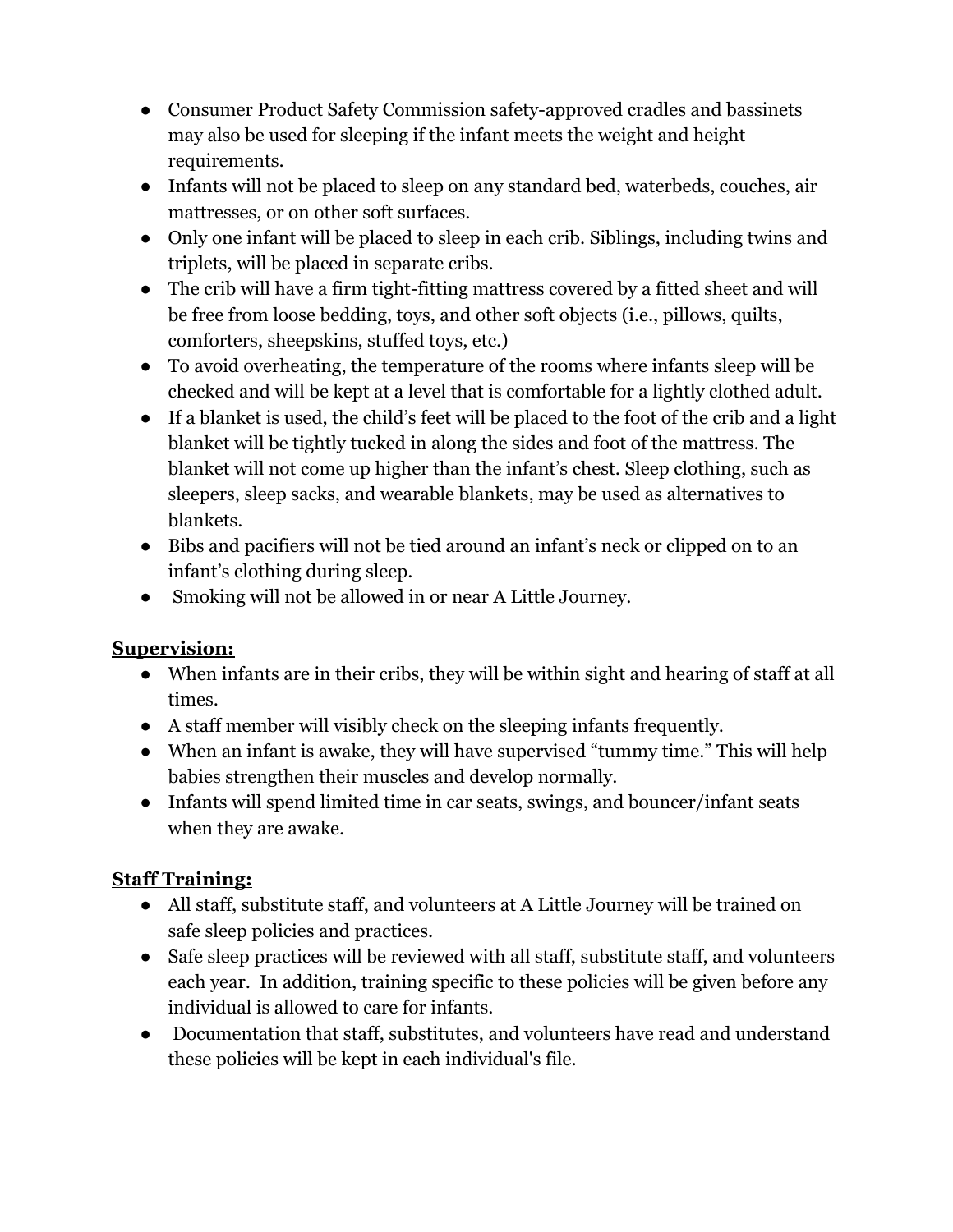- Consumer Product Safety Commission safety-approved cradles and bassinets may also be used for sleeping if the infant meets the weight and height requirements.
- Infants will not be placed to sleep on any standard bed, waterbeds, couches, air mattresses, or on other soft surfaces.
- Only one infant will be placed to sleep in each crib. Siblings, including twins and triplets, will be placed in separate cribs.
- The crib will have a firm tight-fitting mattress covered by a fitted sheet and will be free from loose bedding, toys, and other soft objects (i.e., pillows, quilts, comforters, sheepskins, stuffed toys, etc.)
- To avoid overheating, the temperature of the rooms where infants sleep will be checked and will be kept at a level that is comfortable for a lightly clothed adult.
- If a blanket is used, the child's feet will be placed to the foot of the crib and a light blanket will be tightly tucked in along the sides and foot of the mattress. The blanket will not come up higher than the infant's chest. Sleep clothing, such as sleepers, sleep sacks, and wearable blankets, may be used as alternatives to blankets.
- Bibs and pacifiers will not be tied around an infant's neck or clipped on to an infant's clothing during sleep.
- Smoking will not be allowed in or near A Little Journey.

**Supervision:**

- When infants are in their cribs, they will be within sight and hearing of staff at all times.
- A staff member will visibly check on the sleeping infants frequently.
- When an infant is awake, they will have supervised "tummy time." This will help babies strengthen their muscles and develop normally.
- Infants will spend limited time in car seats, swings, and bouncer/infant seats when they are awake.

**Staff Training:**

- All staff, substitute staff, and volunteers at A Little Journey will be trained on safe sleep policies and practices.
- Safe sleep practices will be reviewed with all staff, substitute staff, and volunteers each year. In addition, training specific to these policies will be given before any individual is allowed to care for infants.
- Documentation that staff, substitutes, and volunteers have read and understand these policies will be kept in each individual's file.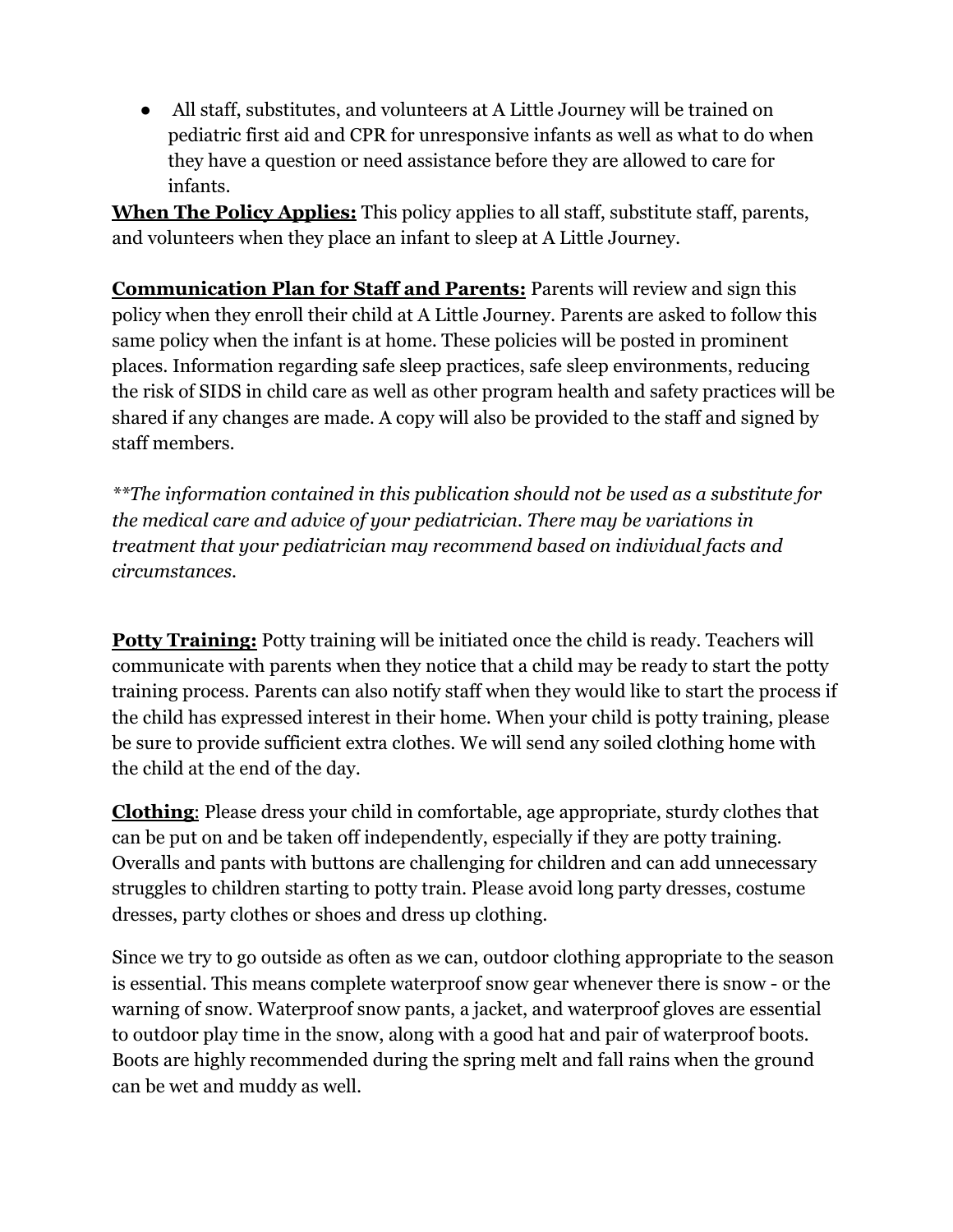- All staff, substitutes, and volunteers at A Little Journey will be trained on pediatric first aid and CPR for unresponsive infants as well as what to do when they have a question or need assistance before they are allowed to care for infants.

**When The Policy Applies:** This policy applies to all staff, substitute staff, parents, and volunteers when they place an infant to sleep at A Little Journey.

**Communication Plan for Staff and Parents:** Parents will review and sign this policy when they enroll their child at A Little Journey. Parents are asked to follow this same policy when the infant is at home. These policies will be posted in prominent places. Information regarding safe sleep practices, safe sleep environments, reducing the risk of SIDS in child care as well as other program health and safety practices will be shared if any changes are made. A copy will also be provided to the staff and signed by staff members.

*\*\*The information contained in this publication should not be used as a substitute for the medical care and advice of your pediatrician. There may be variations in treatment that your pediatrician may recommend based on individual facts and circumstances.*

**Potty Training:** Potty training will be initiated once the child is ready. Teachers will communicate with parents when they notice that a child may be ready to start the potty training process. Parents can also notify staff when they would like to start the process if the child has expressed interest in their home. When your child is potty training, please be sure to provide sufficient extra clothes. We will send any soiled clothing home with the child at the end of the day.

**Clothing**: Please dress your child in comfortable, age appropriate, sturdy clothes that can be put on and be taken off independently, especially if they are potty training. Overalls and pants with buttons are challenging for children and can add unnecessary struggles to children starting to potty train. Please avoid long party dresses, costume dresses, party clothes or shoes and dress up clothing.

Since we try to go outside as often as we can, outdoor clothing appropriate to the season is essential. This means complete waterproof snow gear whenever there is snow - or the warning of snow. Waterproof snow pants, a jacket, and waterproof gloves are essential to outdoor play time in the snow, along with a good hat and pair of waterproof boots. Boots are highly recommended during the spring melt and fall rains when the ground can be wet and muddy as well.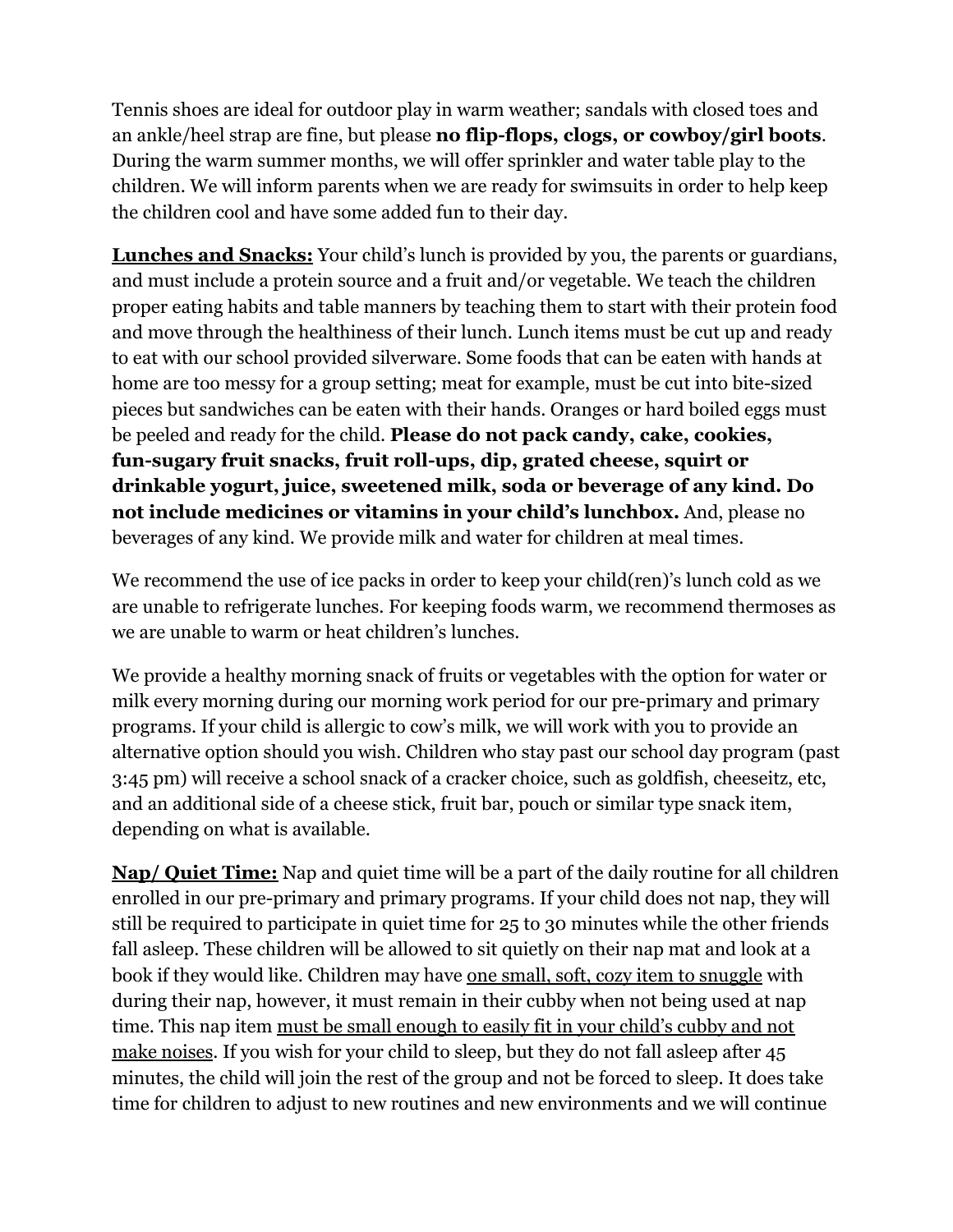Tennis shoes are ideal for outdoor play in warm weather; sandals with closed toes and an ankle/heel strap are fine, but please **no flip-flops, clogs, or cowboy/girl boots**. During the warm summer months, we will offer sprinkler and water table play to the children. We will inform parents when we are ready for swimsuits in order to help keep the children cool and have some added fun to their day.

<u>**Lunches and Snacks:**</u> Your child's lunch is provided by you, the parents or guardians, and must include a protein source and a fruit and/or vegetable. We teach the children proper eating habits and table manners by teaching them to start with their protein food and move through the healthiness of their lunch. Lunch items must be cut up and ready to eat with our school provided silverware. Some foods that can be eaten with hands at home are too messy for a group setting; meat for example, must be cut into bite-sized pieces but sandwiches can be eaten with their hands. Oranges or hard boiled eggs must be peeled and ready for the child. **Please do not pack candy, cake, cookies, fun-sugary fruit snacks, fruit roll-ups, dip, grated cheese, squirt or drinkable yogurt, juice, sweetened milk, soda or beverage of any kind. Do not include medicines or vitamins in your child's lunchbox.** And, please no beverages of any kind. We provide milk and water for children at meal times.

We recommend the use of ice packs in order to keep your child(ren)'s lunch cold as we are unable to refrigerate lunches. For keeping foods warm, we recommend thermoses as we are unable to warm or heat children's lunches.

We provide a healthy morning snack of fruits or vegetables with the option for water or milk every morning during our morning work period for our pre-primary and primary programs. If your child is allergic to cow's milk, we will work with you to provide an alternative option should you wish. Children who stay past our school day program (past 3:45 pm) will receive a school snack of a cracker choice, such as goldfish, cheeseitz, etc, and an additional side of a cheese stick, fruit bar, pouch or similar type snack item, depending on what is available.

<u>**Nap/ Quiet Time:**</u> Nap and quiet time will be a part of the daily routine for all children enrolled in our pre-primary and primary programs. If your child does not nap, they will still be required to participate in quiet time for 25 to 30 minutes while the other friends fall asleep. These children will be allowed to sit quietly on their nap mat and look at a book if they would like. Children may have <u>one small, soft, cozy item to snuggle</u> with during their nap, however, it must remain in their cubby when not being used at nap time. This nap item <u>must be small enough to easily fit in your child's cubby and not make noises</u>. If you wish for your child to sleep, but they do not fall asleep after 45 minutes, the child will join the rest of the group and not be forced to sleep. It does take time for children to adjust to new routines and new environments and we will continue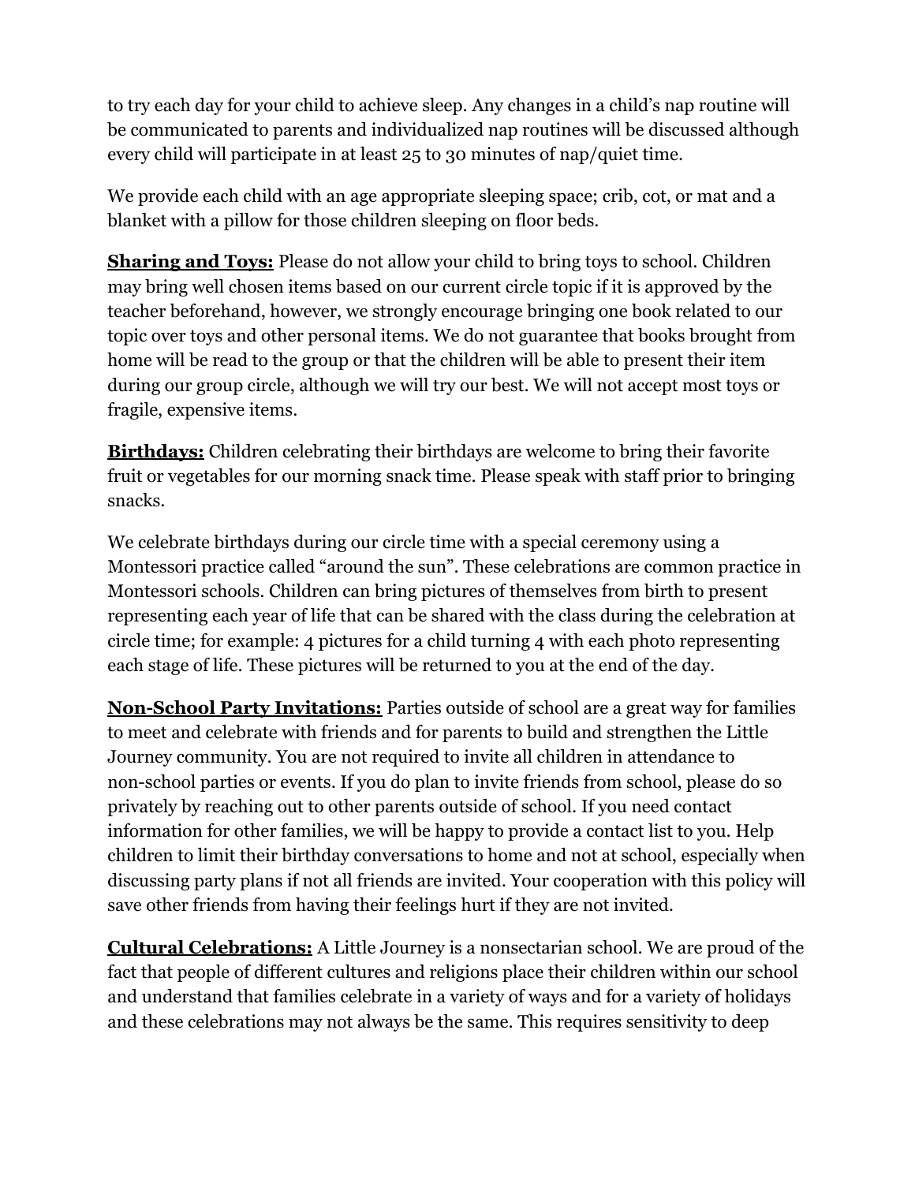to try each day for your child to achieve sleep. Any changes in a child's nap routine will be communicated to parents and individualized nap routines will be discussed although every child will participate in at least 25 to 30 minutes of nap/quiet time.

We provide each child with an age appropriate sleeping space; crib, cot, or mat and a blanket with a pillow for those children sleeping on floor beds.

**Sharing and Toys:** Please do not allow your child to bring toys to school. Children may bring well chosen items based on our current circle topic if it is approved by the teacher beforehand, however, we strongly encourage bringing one book related to our topic over toys and other personal items. We do not guarantee that books brought from home will be read to the group or that the children will be able to present their item during our group circle, although we will try our best. We will not accept most toys or fragile, expensive items.

**Birthdays:** Children celebrating their birthdays are welcome to bring their favorite fruit or vegetables for our morning snack time. Please speak with staff prior to bringing snacks.

We celebrate birthdays during our circle time with a special ceremony using a Montessori practice called "around the sun". These celebrations are common practice in Montessori schools. Children can bring pictures of themselves from birth to present representing each year of life that can be shared with the class during the celebration at circle time; for example: 4 pictures for a child turning 4 with each photo representing each stage of life. These pictures will be returned to you at the end of the day.

**Non-School Party Invitations:** Parties outside of school are a great way for families to meet and celebrate with friends and for parents to build and strengthen the Little Journey community. You are not required to invite all children in attendance to non-school parties or events. If you do plan to invite friends from school, please do so privately by reaching out to other parents outside of school. If you need contact information for other families, we will be happy to provide a contact list to you. Help children to limit their birthday conversations to home and not at school, especially when discussing party plans if not all friends are invited. Your cooperation with this policy will save other friends from having their feelings hurt if they are not invited.

**Cultural Celebrations:** A Little Journey is a nonsectarian school. We are proud of the fact that people of different cultures and religions place their children within our school and understand that families celebrate in a variety of ways and for a variety of holidays and these celebrations may not always be the same. This requires sensitivity to deep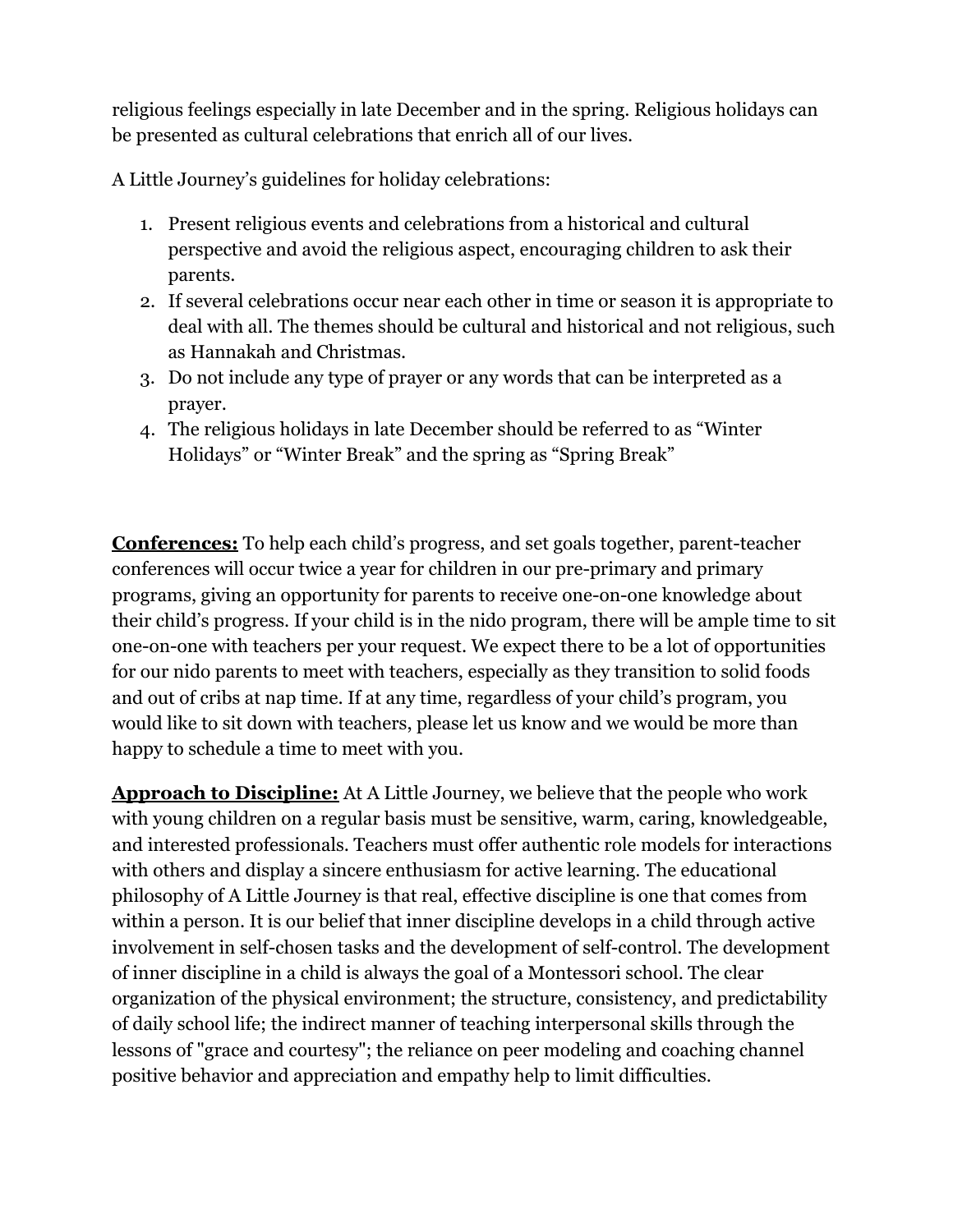religious feelings especially in late December and in the spring. Religious holidays can be presented as cultural celebrations that enrich all of our lives.

A Little Journey's guidelines for holiday celebrations:

1. Present religious events and celebrations from a historical and cultural perspective and avoid the religious aspect, encouraging children to ask their parents.
2. If several celebrations occur near each other in time or season it is appropriate to deal with all. The themes should be cultural and historical and not religious, such as Hannakah and Christmas.
3. Do not include any type of prayer or any words that can be interpreted as a prayer.
4. The religious holidays in late December should be referred to as "Winter Holidays" or "Winter Break" and the spring as "Spring Break"

**Conferences:** To help each child's progress, and set goals together, parent-teacher conferences will occur twice a year for children in our pre-primary and primary programs, giving an opportunity for parents to receive one-on-one knowledge about their child's progress. If your child is in the nido program, there will be ample time to sit one-on-one with teachers per your request. We expect there to be a lot of opportunities for our nido parents to meet with teachers, especially as they transition to solid foods and out of cribs at nap time. If at any time, regardless of your child's program, you would like to sit down with teachers, please let us know and we would be more than happy to schedule a time to meet with you.

**Approach to Discipline:** At A Little Journey, we believe that the people who work with young children on a regular basis must be sensitive, warm, caring, knowledgeable, and interested professionals. Teachers must offer authentic role models for interactions with others and display a sincere enthusiasm for active learning. The educational philosophy of A Little Journey is that real, effective discipline is one that comes from within a person. It is our belief that inner discipline develops in a child through active involvement in self-chosen tasks and the development of self-control. The development of inner discipline in a child is always the goal of a Montessori school. The clear organization of the physical environment; the structure, consistency, and predictability of daily school life; the indirect manner of teaching interpersonal skills through the lessons of "grace and courtesy"; the reliance on peer modeling and coaching channel positive behavior and appreciation and empathy help to limit difficulties.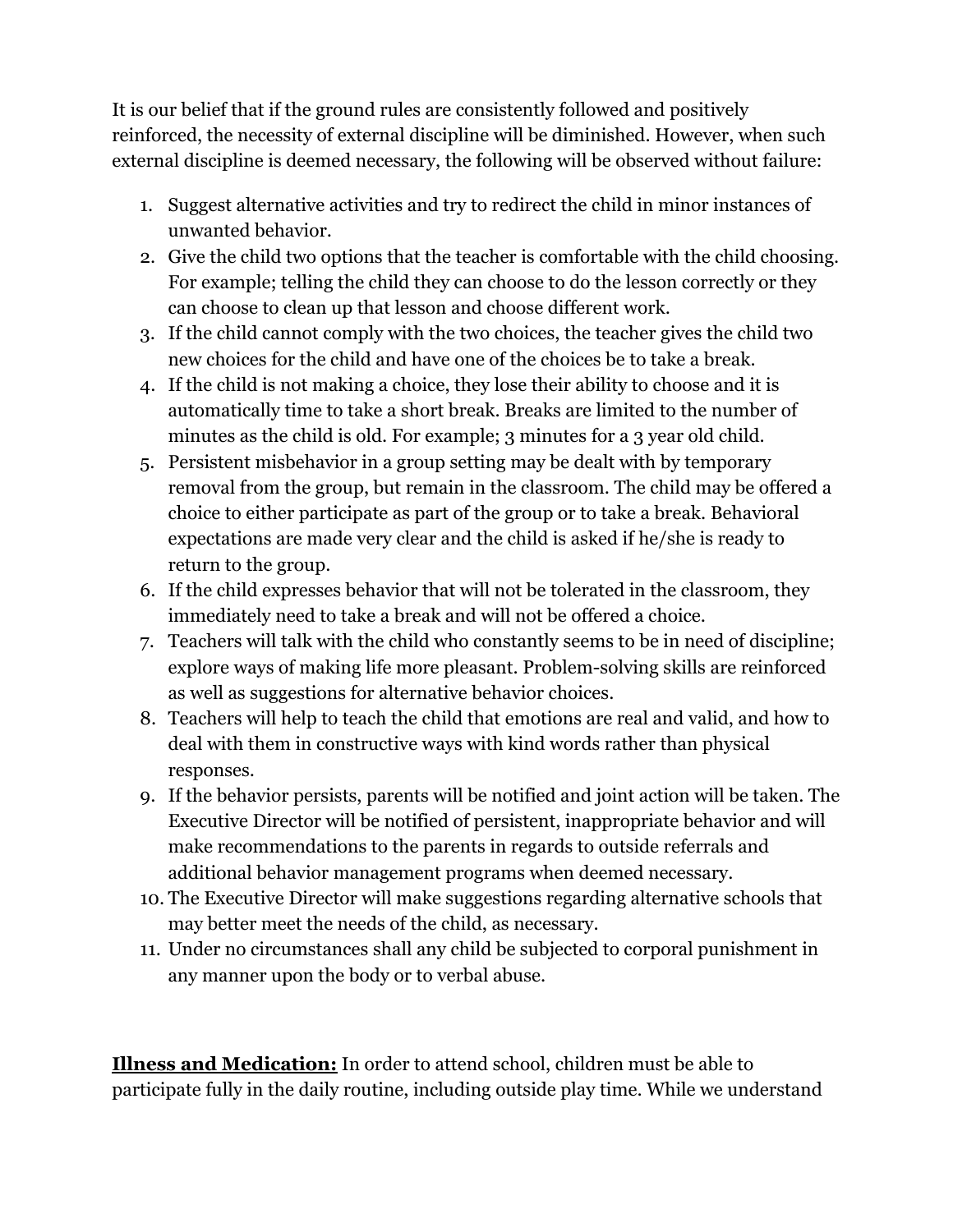It is our belief that if the ground rules are consistently followed and positively reinforced, the necessity of external discipline will be diminished. However, when such external discipline is deemed necessary, the following will be observed without failure:

1. Suggest alternative activities and try to redirect the child in minor instances of unwanted behavior.
2. Give the child two options that the teacher is comfortable with the child choosing. For example; telling the child they can choose to do the lesson correctly or they can choose to clean up that lesson and choose different work.
3. If the child cannot comply with the two choices, the teacher gives the child two new choices for the child and have one of the choices be to take a break.
4. If the child is not making a choice, they lose their ability to choose and it is automatically time to take a short break. Breaks are limited to the number of minutes as the child is old. For example; 3 minutes for a 3 year old child.
5. Persistent misbehavior in a group setting may be dealt with by temporary removal from the group, but remain in the classroom. The child may be offered a choice to either participate as part of the group or to take a break. Behavioral expectations are made very clear and the child is asked if he/she is ready to return to the group.
6. If the child expresses behavior that will not be tolerated in the classroom, they immediately need to take a break and will not be offered a choice.
7. Teachers will talk with the child who constantly seems to be in need of discipline; explore ways of making life more pleasant. Problem-solving skills are reinforced as well as suggestions for alternative behavior choices.
8. Teachers will help to teach the child that emotions are real and valid, and how to deal with them in constructive ways with kind words rather than physical responses.
9. If the behavior persists, parents will be notified and joint action will be taken. The Executive Director will be notified of persistent, inappropriate behavior and will make recommendations to the parents in regards to outside referrals and additional behavior management programs when deemed necessary.
10. The Executive Director will make suggestions regarding alternative schools that may better meet the needs of the child, as necessary.
11. Under no circumstances shall any child be subjected to corporal punishment in any manner upon the body or to verbal abuse.

**Illness and Medication:** In order to attend school, children must be able to participate fully in the daily routine, including outside play time. While we understand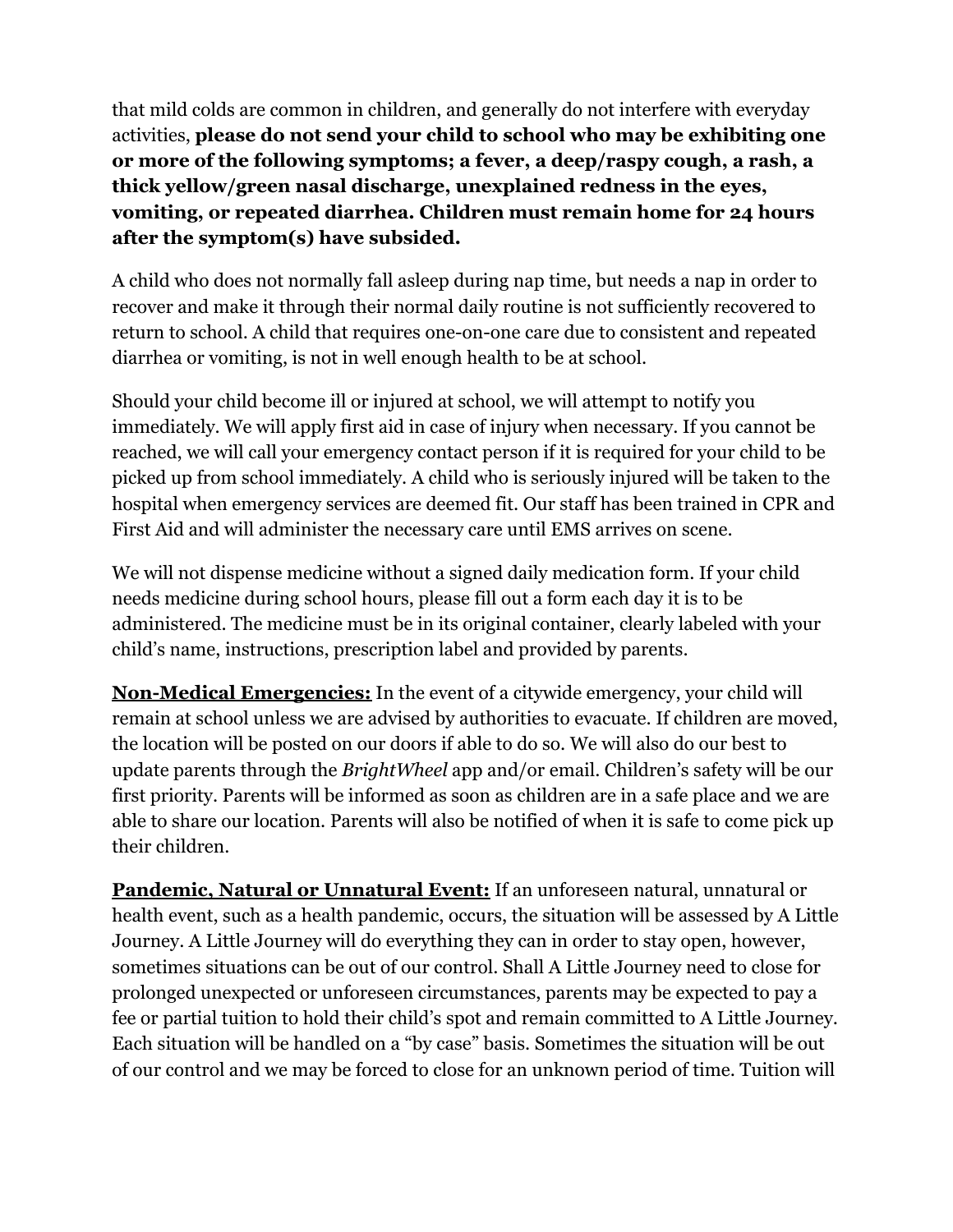that mild colds are common in children, and generally do not interfere with everyday activities, **please do not send your child to school who may be exhibiting one or more of the following symptoms; a fever, a deep/raspy cough, a rash, a thick yellow/green nasal discharge, unexplained redness in the eyes, vomiting, or repeated diarrhea. Children must remain home for 24 hours after the symptom(s) have subsided.**

A child who does not normally fall asleep during nap time, but needs a nap in order to recover and make it through their normal daily routine is not sufficiently recovered to return to school. A child that requires one-on-one care due to consistent and repeated diarrhea or vomiting, is not in well enough health to be at school.

Should your child become ill or injured at school, we will attempt to notify you immediately. We will apply first aid in case of injury when necessary. If you cannot be reached, we will call your emergency contact person if it is required for your child to be picked up from school immediately. A child who is seriously injured will be taken to the hospital when emergency services are deemed fit. Our staff has been trained in CPR and First Aid and will administer the necessary care until EMS arrives on scene.

We will not dispense medicine without a signed daily medication form. If your child needs medicine during school hours, please fill out a form each day it is to be administered. The medicine must be in its original container, clearly labeled with your child's name, instructions, prescription label and provided by parents.

**Non-Medical Emergencies:** In the event of a citywide emergency, your child will remain at school unless we are advised by authorities to evacuate. If children are moved, the location will be posted on our doors if able to do so. We will also do our best to update parents through the *BrightWheel* app and/or email. Children's safety will be our first priority. Parents will be informed as soon as children are in a safe place and we are able to share our location. Parents will also be notified of when it is safe to come pick up their children.

**Pandemic, Natural or Unnatural Event:** If an unforeseen natural, unnatural or health event, such as a health pandemic, occurs, the situation will be assessed by A Little Journey. A Little Journey will do everything they can in order to stay open, however, sometimes situations can be out of our control. Shall A Little Journey need to close for prolonged unexpected or unforeseen circumstances, parents may be expected to pay a fee or partial tuition to hold their child's spot and remain committed to A Little Journey. Each situation will be handled on a "by case" basis. Sometimes the situation will be out of our control and we may be forced to close for an unknown period of time. Tuition will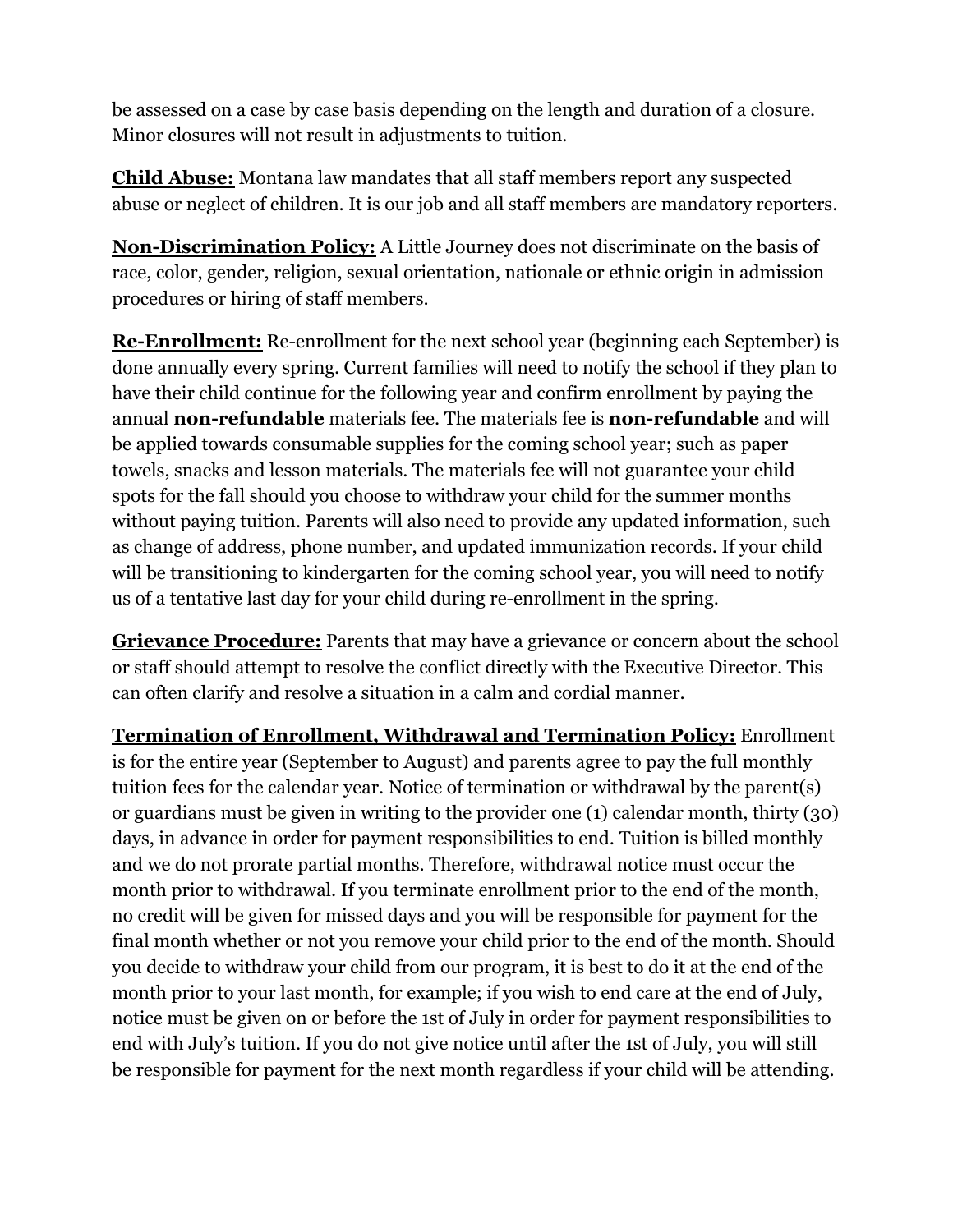be assessed on a case by case basis depending on the length and duration of a closure. Minor closures will not result in adjustments to tuition.

**Child Abuse:** Montana law mandates that all staff members report any suspected abuse or neglect of children. It is our job and all staff members are mandatory reporters.

**Non-Discrimination Policy:** A Little Journey does not discriminate on the basis of race, color, gender, religion, sexual orientation, nationale or ethnic origin in admission procedures or hiring of staff members.

**Re-Enrollment:** Re-enrollment for the next school year (beginning each September) is done annually every spring. Current families will need to notify the school if they plan to have their child continue for the following year and confirm enrollment by paying the annual **non-refundable** materials fee. The materials fee is **non-refundable** and will be applied towards consumable supplies for the coming school year; such as paper towels, snacks and lesson materials. The materials fee will not guarantee your child spots for the fall should you choose to withdraw your child for the summer months without paying tuition. Parents will also need to provide any updated information, such as change of address, phone number, and updated immunization records. If your child will be transitioning to kindergarten for the coming school year, you will need to notify us of a tentative last day for your child during re-enrollment in the spring.

**Grievance Procedure:** Parents that may have a grievance or concern about the school or staff should attempt to resolve the conflict directly with the Executive Director. This can often clarify and resolve a situation in a calm and cordial manner.

**Termination of Enrollment, Withdrawal and Termination Policy:** Enrollment is for the entire year (September to August) and parents agree to pay the full monthly tuition fees for the calendar year. Notice of termination or withdrawal by the parent(s) or guardians must be given in writing to the provider one (1) calendar month, thirty (30) days, in advance in order for payment responsibilities to end. Tuition is billed monthly and we do not prorate partial months. Therefore, withdrawal notice must occur the month prior to withdrawal. If you terminate enrollment prior to the end of the month, no credit will be given for missed days and you will be responsible for payment for the final month whether or not you remove your child prior to the end of the month. Should you decide to withdraw your child from our program, it is best to do it at the end of the month prior to your last month, for example; if you wish to end care at the end of July, notice must be given on or before the 1st of July in order for payment responsibilities to end with July's tuition. If you do not give notice until after the 1st of July, you will still be responsible for payment for the next month regardless if your child will be attending.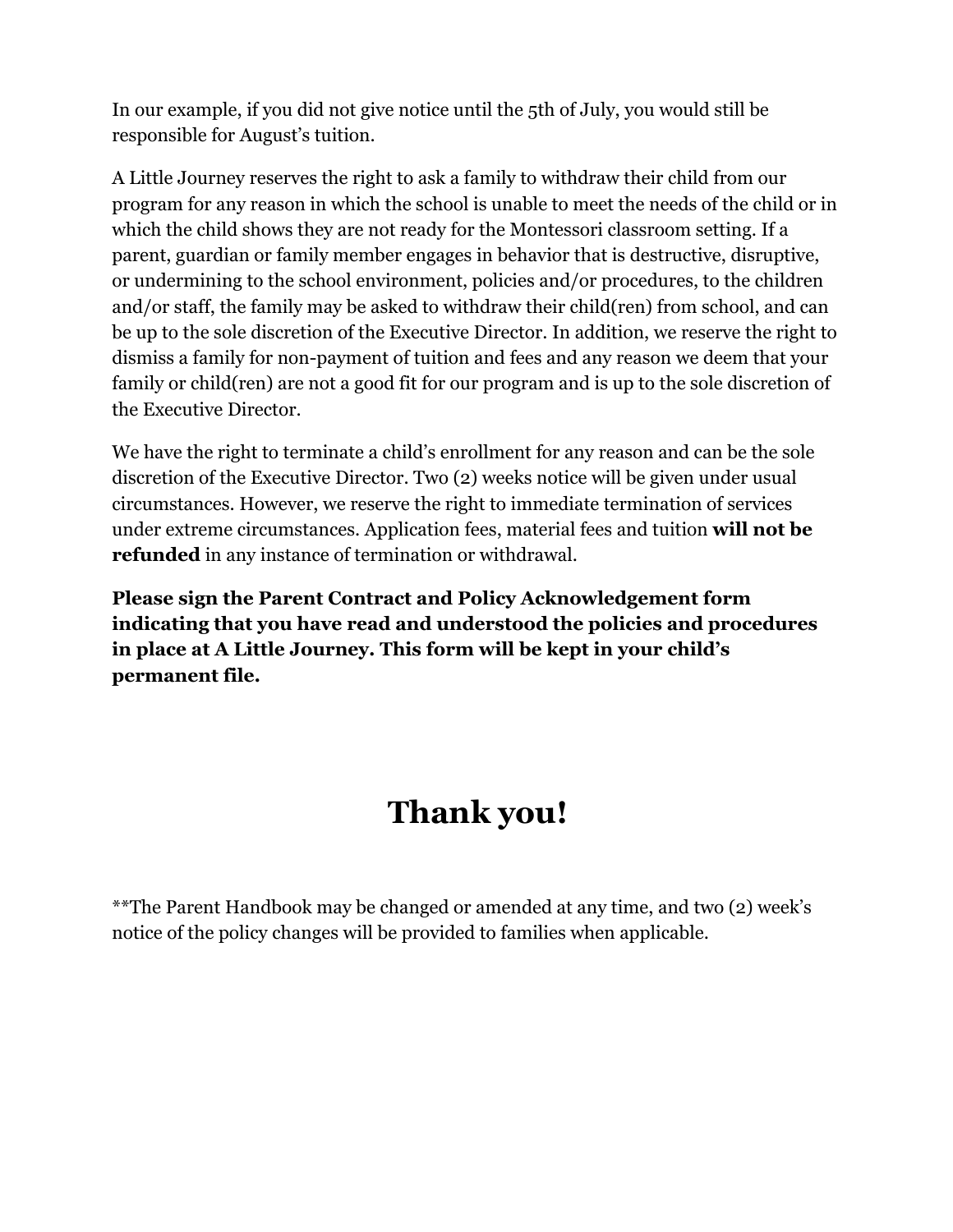In our example, if you did not give notice until the 5th of July, you would still be responsible for August's tuition.

A Little Journey reserves the right to ask a family to withdraw their child from our program for any reason in which the school is unable to meet the needs of the child or in which the child shows they are not ready for the Montessori classroom setting. If a parent, guardian or family member engages in behavior that is destructive, disruptive, or undermining to the school environment, policies and/or procedures, to the children and/or staff, the family may be asked to withdraw their child(ren) from school, and can be up to the sole discretion of the Executive Director. In addition, we reserve the right to dismiss a family for non-payment of tuition and fees and any reason we deem that your family or child(ren) are not a good fit for our program and is up to the sole discretion of the Executive Director.

We have the right to terminate a child's enrollment for any reason and can be the sole discretion of the Executive Director. Two (2) weeks notice will be given under usual circumstances. However, we reserve the right to immediate termination of services under extreme circumstances. Application fees, material fees and tuition **will not be refunded** in any instance of termination or withdrawal.

**Please sign the Parent Contract and Policy Acknowledgement form indicating that you have read and understood the policies and procedures in place at A Little Journey. This form will be kept in your child's permanent file.**

# Thank you!

**The Parent Handbook may be changed or amended at any time, and two (2) week's notice of the policy changes will be provided to families when applicable.